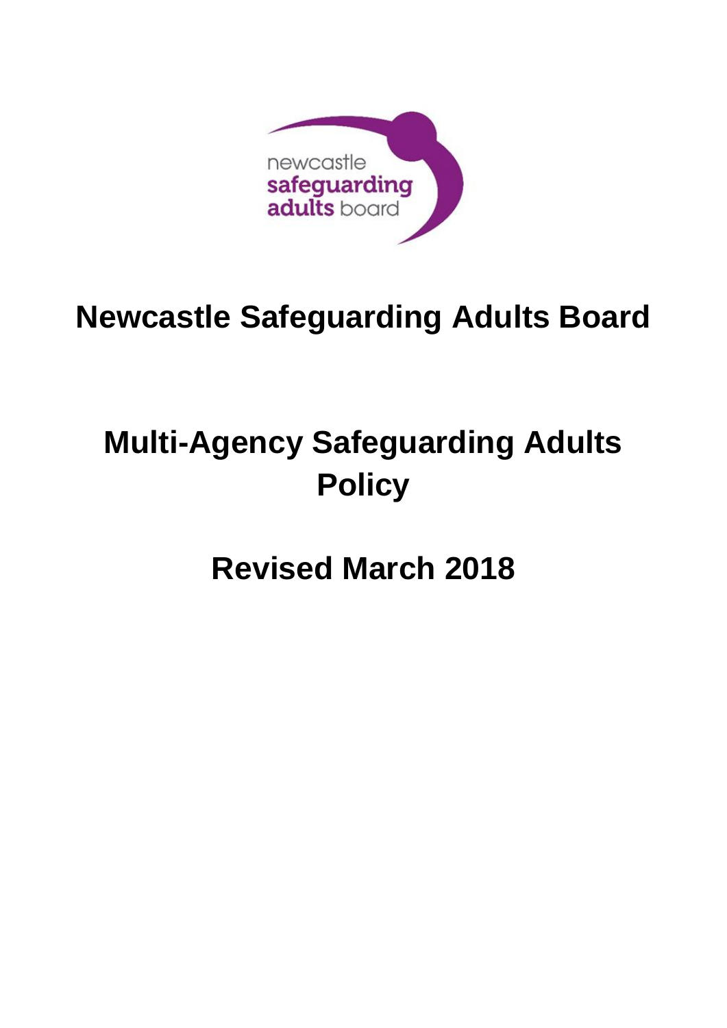newcastle
safeguarding
adults board

# Newcastle Safeguarding Adults Board

# Multi-Agency Safeguarding Adults Policy

# Revised March 2018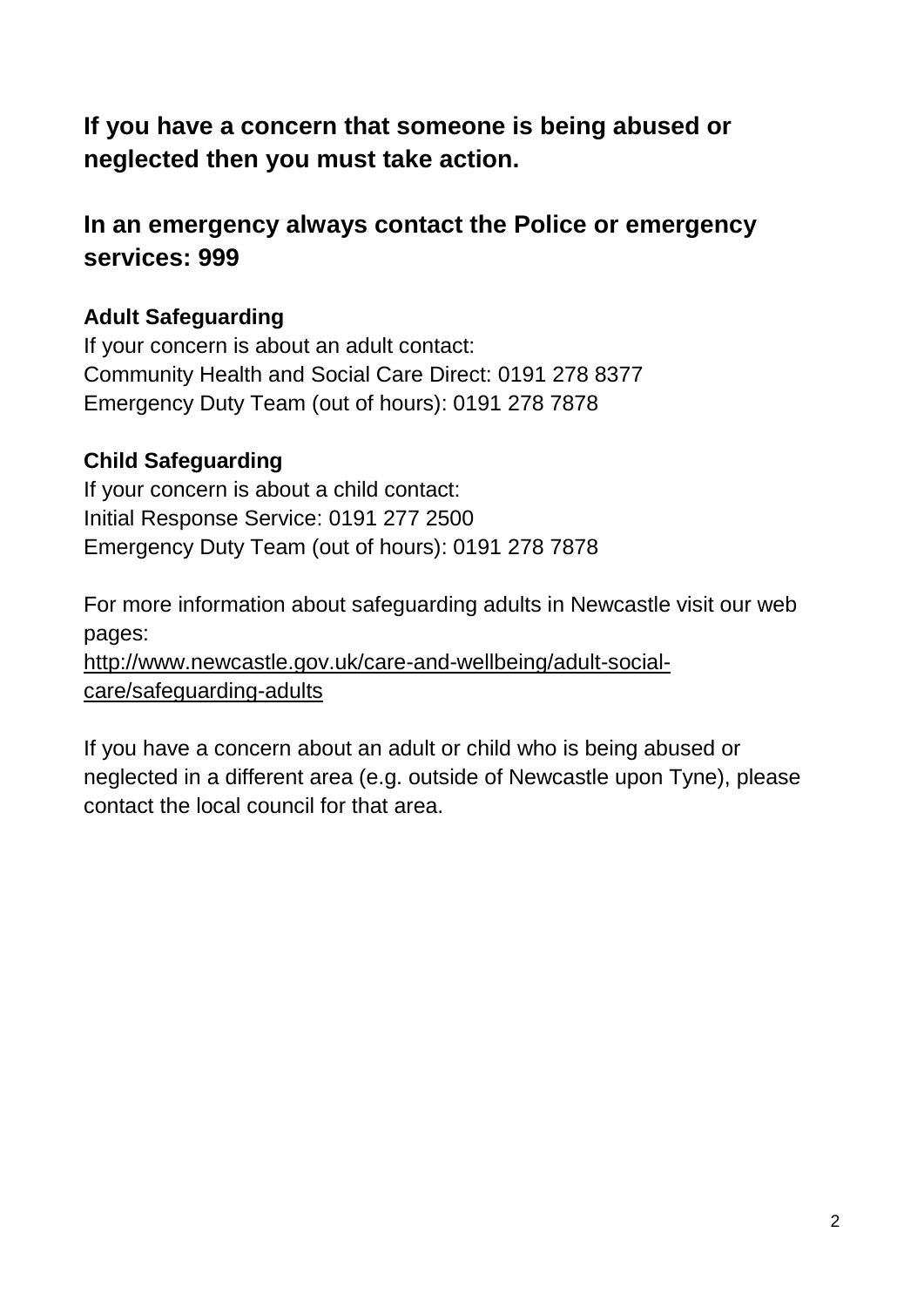## If you have a concern that someone is being abused or neglected then you must take action.

## In an emergency always contact the Police or emergency services: 999

**Adult Safeguarding**

If your concern is about an adult contact:
Community Health and Social Care Direct: 0191 278 8377
Emergency Duty Team (out of hours): 0191 278 7878

**Child Safeguarding**

If your concern is about a child contact:
Initial Response Service: 0191 277 2500
Emergency Duty Team (out of hours): 0191 278 7878

For more information about safeguarding adults in Newcastle visit our web pages:
[http://www.newcastle.gov.uk/care-and-wellbeing/adult-social-care/safeguarding-adults](http://www.newcastle.gov.uk/care-and-wellbeing/adult-social-care/safeguarding-adults)

If you have a concern about an adult or child who is being abused or neglected in a different area (e.g. outside of Newcastle upon Tyne), please contact the local council for that area.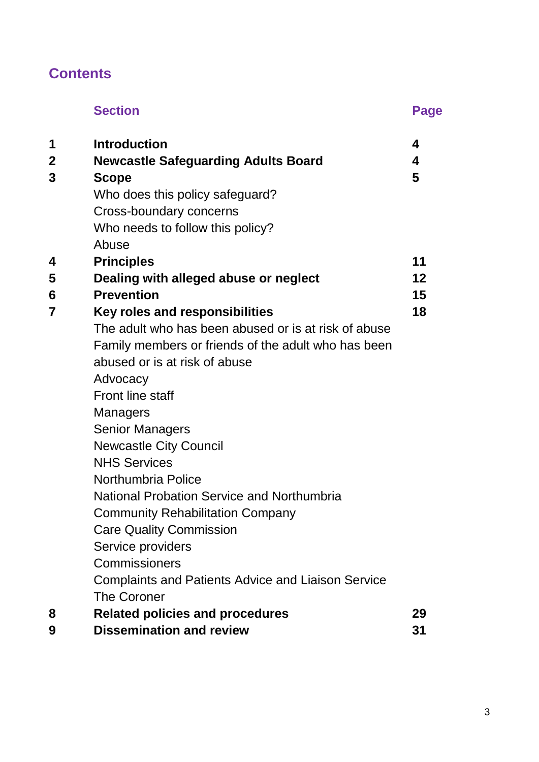# Contents

| | Section | Page |
|---|---|---|
| **1** | **Introduction** | **4** |
| **2** | **Newcastle Safeguarding Adults Board** | **4** |
| **3** | **Scope** | **5** |
| | Who does this policy safeguard? | |
| | Cross-boundary concerns | |
| | Who needs to follow this policy? | |
| | Abuse | |
| **4** | **Principles** | **11** |
| **5** | **Dealing with alleged abuse or neglect** | **12** |
| **6** | **Prevention** | **15** |
| **7** | **Key roles and responsibilities** | **18** |
| | The adult who has been abused or is at risk of abuse | |
| | Family members or friends of the adult who has been abused or is at risk of abuse | |
| | Advocacy | |
| | Front line staff | |
| | Managers | |
| | Senior Managers | |
| | Newcastle City Council | |
| | NHS Services | |
| | Northumbria Police | |
| | National Probation Service and Northumbria Community Rehabilitation Company | |
| | Care Quality Commission | |
| | Service providers | |
| | Commissioners | |
| | Complaints and Patients Advice and Liaison Service | |
| | The Coroner | |
| **8** | **Related policies and procedures** | **29** |
| **9** | **Dissemination and review** | **31** |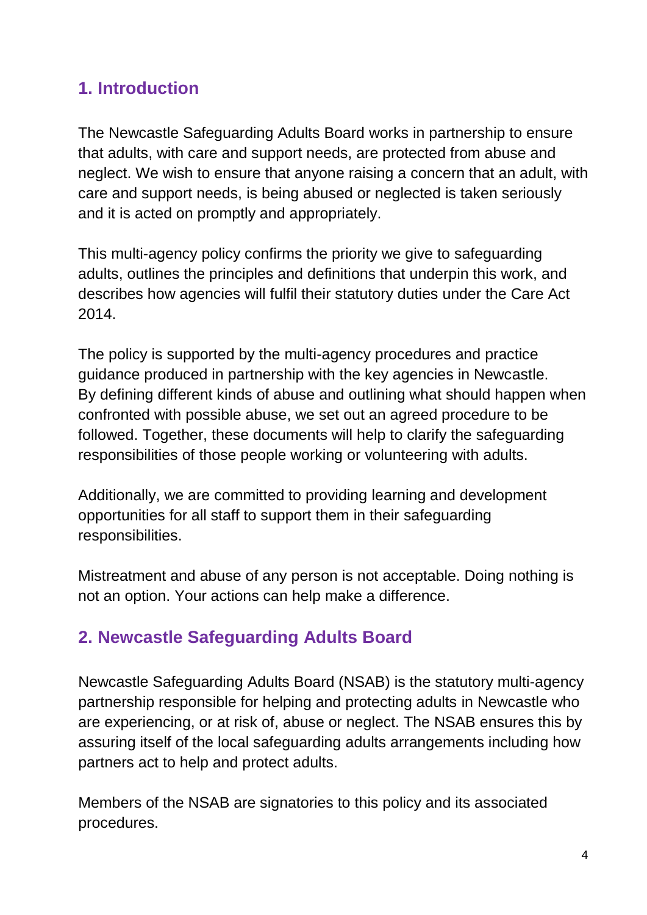## 1. Introduction

The Newcastle Safeguarding Adults Board works in partnership to ensure that adults, with care and support needs, are protected from abuse and neglect. We wish to ensure that anyone raising a concern that an adult, with care and support needs, is being abused or neglected is taken seriously and it is acted on promptly and appropriately.

This multi-agency policy confirms the priority we give to safeguarding adults, outlines the principles and definitions that underpin this work, and describes how agencies will fulfil their statutory duties under the Care Act 2014.

The policy is supported by the multi-agency procedures and practice guidance produced in partnership with the key agencies in Newcastle. By defining different kinds of abuse and outlining what should happen when confronted with possible abuse, we set out an agreed procedure to be followed. Together, these documents will help to clarify the safeguarding responsibilities of those people working or volunteering with adults.

Additionally, we are committed to providing learning and development opportunities for all staff to support them in their safeguarding responsibilities.

Mistreatment and abuse of any person is not acceptable. Doing nothing is not an option. Your actions can help make a difference.

## 2. Newcastle Safeguarding Adults Board

Newcastle Safeguarding Adults Board (NSAB) is the statutory multi-agency partnership responsible for helping and protecting adults in Newcastle who are experiencing, or at risk of, abuse or neglect. The NSAB ensures this by assuring itself of the local safeguarding adults arrangements including how partners act to help and protect adults.

Members of the NSAB are signatories to this policy and its associated procedures.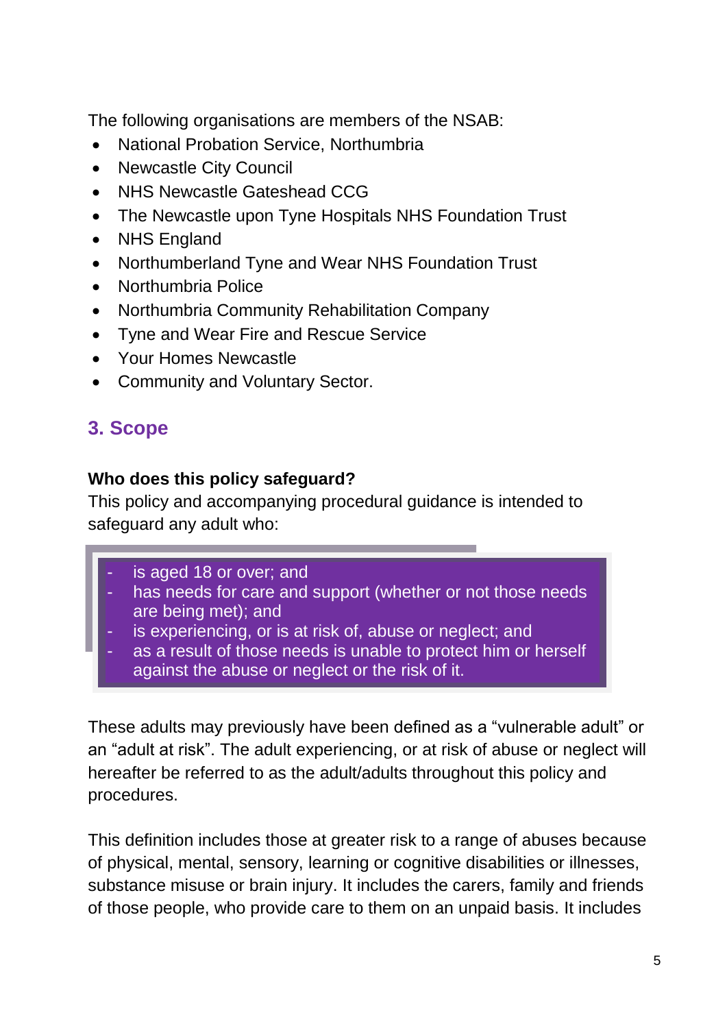The following organisations are members of the NSAB:

- National Probation Service, Northumbria
- Newcastle City Council
- NHS Newcastle Gateshead CCG
- The Newcastle upon Tyne Hospitals NHS Foundation Trust
- NHS England
- Northumberland Tyne and Wear NHS Foundation Trust
- Northumbria Police
- Northumbria Community Rehabilitation Company
- Tyne and Wear Fire and Rescue Service
- Your Homes Newcastle
- Community and Voluntary Sector.

## 3. Scope

**Who does this policy safeguard?**

This policy and accompanying procedural guidance is intended to safeguard any adult who:

- is aged 18 or over; and
- has needs for care and support (whether or not those needs are being met); and
- is experiencing, or is at risk of, abuse or neglect; and
- as a result of those needs is unable to protect him or herself against the abuse or neglect or the risk of it.

These adults may previously have been defined as a "vulnerable adult" or an "adult at risk". The adult experiencing, or at risk of abuse or neglect will hereafter be referred to as the adult/adults throughout this policy and procedures.

This definition includes those at greater risk to a range of abuses because of physical, mental, sensory, learning or cognitive disabilities or illnesses, substance misuse or brain injury. It includes the carers, family and friends of those people, who provide care to them on an unpaid basis. It includes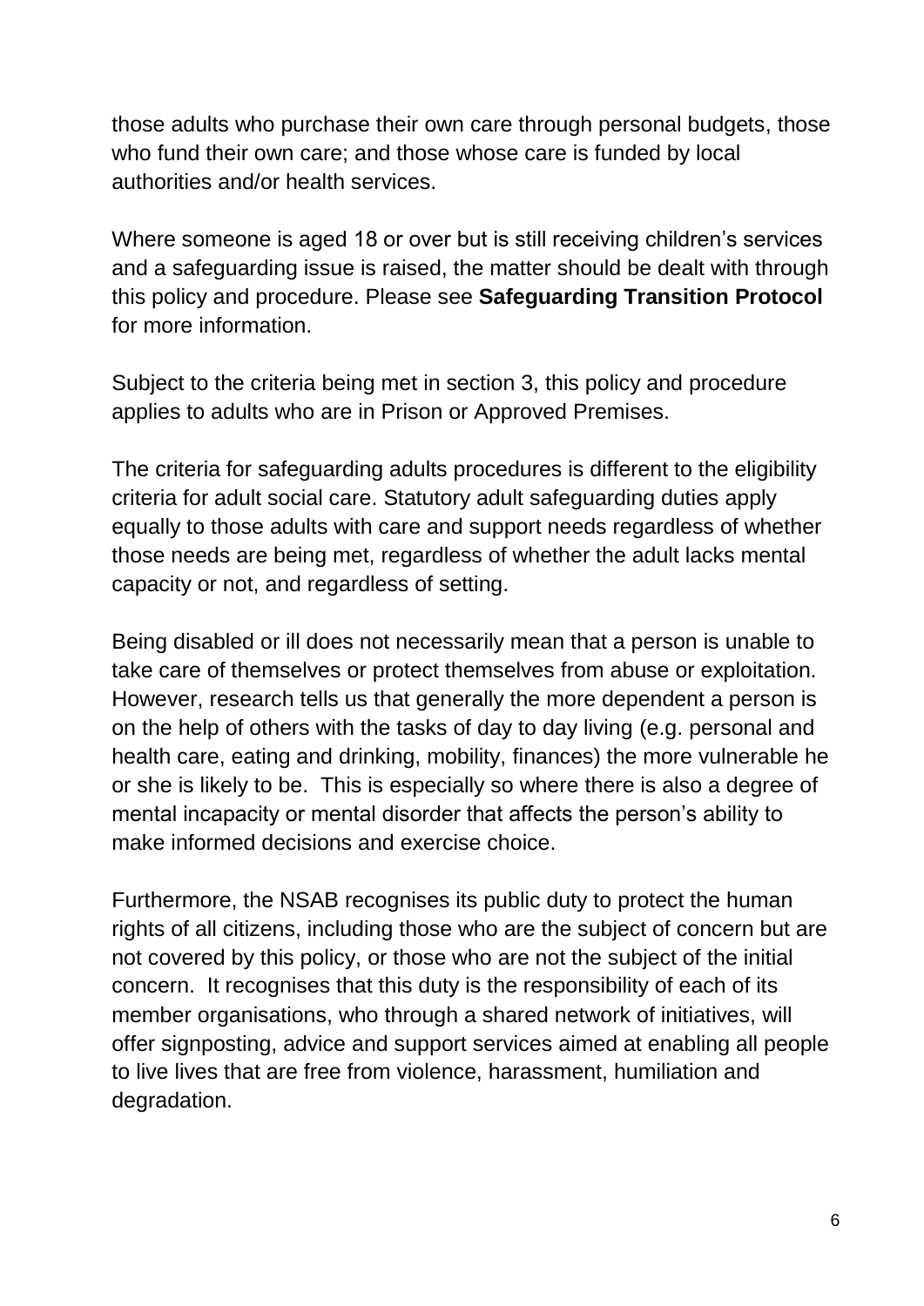those adults who purchase their own care through personal budgets, those who fund their own care; and those whose care is funded by local authorities and/or health services.

Where someone is aged 18 or over but is still receiving children's services and a safeguarding issue is raised, the matter should be dealt with through this policy and procedure. Please see **Safeguarding Transition Protocol** for more information.

Subject to the criteria being met in section 3, this policy and procedure applies to adults who are in Prison or Approved Premises.

The criteria for safeguarding adults procedures is different to the eligibility criteria for adult social care. Statutory adult safeguarding duties apply equally to those adults with care and support needs regardless of whether those needs are being met, regardless of whether the adult lacks mental capacity or not, and regardless of setting.

Being disabled or ill does not necessarily mean that a person is unable to take care of themselves or protect themselves from abuse or exploitation. However, research tells us that generally the more dependent a person is on the help of others with the tasks of day to day living (e.g. personal and health care, eating and drinking, mobility, finances) the more vulnerable he or she is likely to be. This is especially so where there is also a degree of mental incapacity or mental disorder that affects the person's ability to make informed decisions and exercise choice.

Furthermore, the NSAB recognises its public duty to protect the human rights of all citizens, including those who are the subject of concern but are not covered by this policy, or those who are not the subject of the initial concern. It recognises that this duty is the responsibility of each of its member organisations, who through a shared network of initiatives, will offer signposting, advice and support services aimed at enabling all people to live lives that are free from violence, harassment, humiliation and degradation.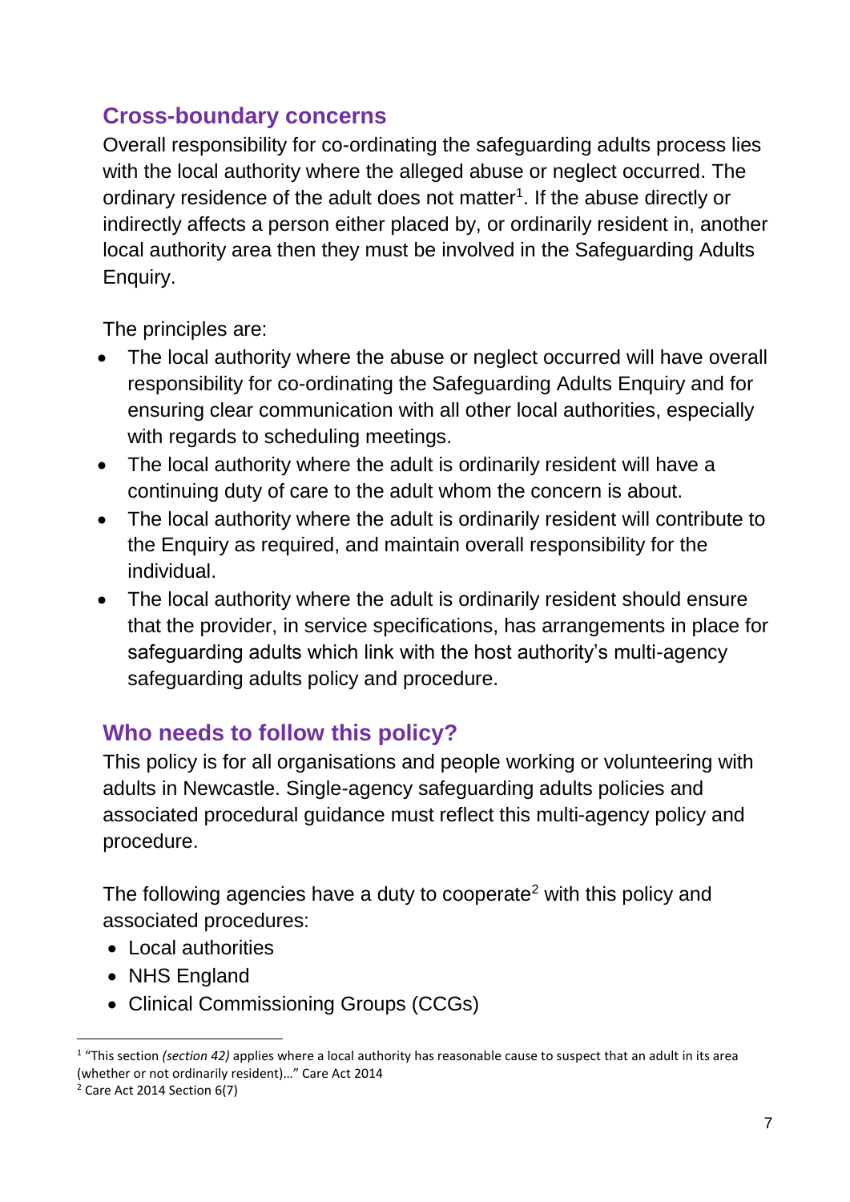## Cross-boundary concerns

Overall responsibility for co-ordinating the safeguarding adults process lies with the local authority where the alleged abuse or neglect occurred. The ordinary residence of the adult does not matter[1]. If the abuse directly or indirectly affects a person either placed by, or ordinarily resident in, another local authority area then they must be involved in the Safeguarding Adults Enquiry.

The principles are:

- The local authority where the abuse or neglect occurred will have overall responsibility for co-ordinating the Safeguarding Adults Enquiry and for ensuring clear communication with all other local authorities, especially with regards to scheduling meetings.
- The local authority where the adult is ordinarily resident will have a continuing duty of care to the adult whom the concern is about.
- The local authority where the adult is ordinarily resident will contribute to the Enquiry as required, and maintain overall responsibility for the individual.
- The local authority where the adult is ordinarily resident should ensure that the provider, in service specifications, has arrangements in place for safeguarding adults which link with the host authority's multi-agency safeguarding adults policy and procedure.

## Who needs to follow this policy?

This policy is for all organisations and people working or volunteering with adults in Newcastle. Single-agency safeguarding adults policies and associated procedural guidance must reflect this multi-agency policy and procedure.

The following agencies have a duty to cooperate[2] with this policy and associated procedures:

- Local authorities
- NHS England
- Clinical Commissioning Groups (CCGs)

---

[1] "This section *(section 42)* applies where a local authority has reasonable cause to suspect that an adult in its area (whether or not ordinarily resident)…" Care Act 2014

[2] Care Act 2014 Section 6(7)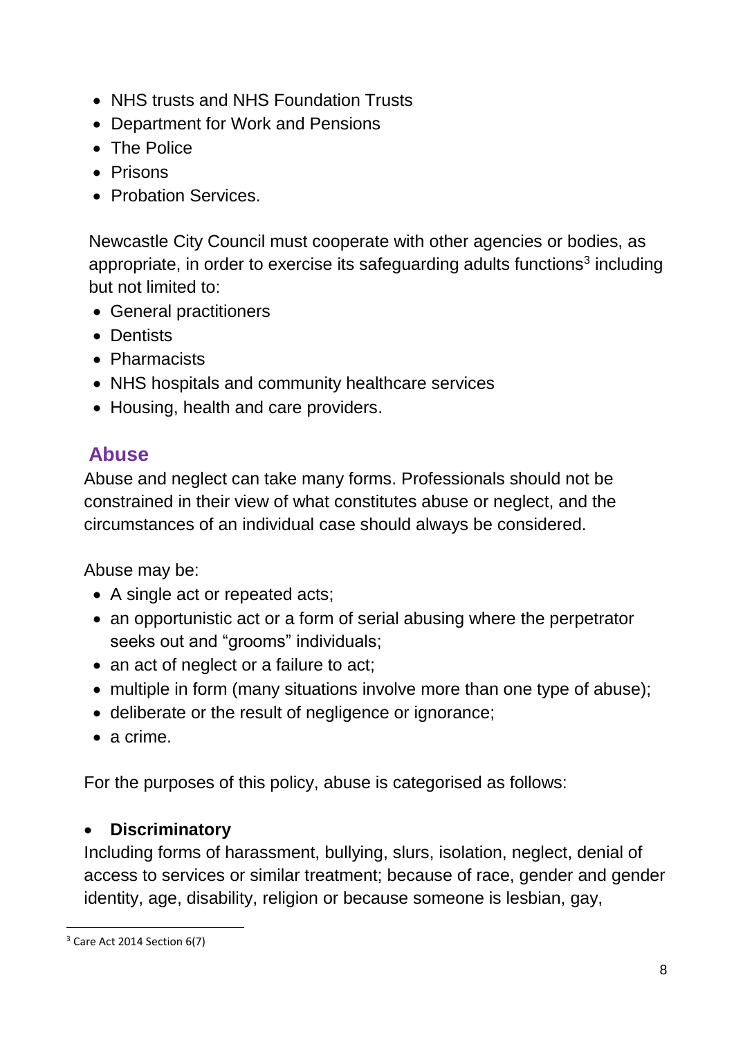- NHS trusts and NHS Foundation Trusts
- Department for Work and Pensions
- The Police
- Prisons
- Probation Services.

Newcastle City Council must cooperate with other agencies or bodies, as appropriate, in order to exercise its safeguarding adults functions[3] including but not limited to:

- General practitioners
- Dentists
- Pharmacists
- NHS hospitals and community healthcare services
- Housing, health and care providers.

## Abuse

Abuse and neglect can take many forms. Professionals should not be constrained in their view of what constitutes abuse or neglect, and the circumstances of an individual case should always be considered.

Abuse may be:

- A single act or repeated acts;
- an opportunistic act or a form of serial abusing where the perpetrator seeks out and "grooms" individuals;
- an act of neglect or a failure to act;
- multiple in form (many situations involve more than one type of abuse);
- deliberate or the result of negligence or ignorance;
- a crime.

For the purposes of this policy, abuse is categorised as follows:

- **Discriminatory**

Including forms of harassment, bullying, slurs, isolation, neglect, denial of access to services or similar treatment; because of race, gender and gender identity, age, disability, religion or because someone is lesbian, gay,

[3] Care Act 2014 Section 6(7)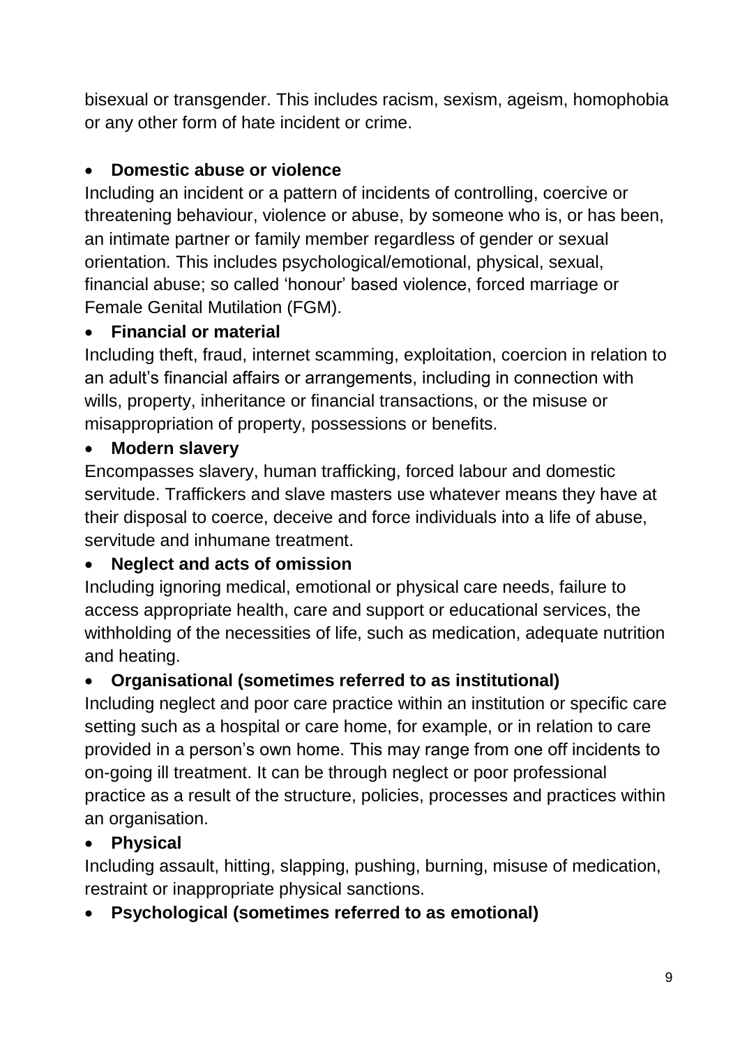bisexual or transgender. This includes racism, sexism, ageism, homophobia or any other form of hate incident or crime.

- **Domestic abuse or violence**

Including an incident or a pattern of incidents of controlling, coercive or threatening behaviour, violence or abuse, by someone who is, or has been, an intimate partner or family member regardless of gender or sexual orientation. This includes psychological/emotional, physical, sexual, financial abuse; so called 'honour' based violence, forced marriage or Female Genital Mutilation (FGM).

- **Financial or material**

Including theft, fraud, internet scamming, exploitation, coercion in relation to an adult's financial affairs or arrangements, including in connection with wills, property, inheritance or financial transactions, or the misuse or misappropriation of property, possessions or benefits.

- **Modern slavery**

Encompasses slavery, human trafficking, forced labour and domestic servitude. Traffickers and slave masters use whatever means they have at their disposal to coerce, deceive and force individuals into a life of abuse, servitude and inhumane treatment.

- **Neglect and acts of omission**

Including ignoring medical, emotional or physical care needs, failure to access appropriate health, care and support or educational services, the withholding of the necessities of life, such as medication, adequate nutrition and heating.

- **Organisational (sometimes referred to as institutional)**

Including neglect and poor care practice within an institution or specific care setting such as a hospital or care home, for example, or in relation to care provided in a person's own home. This may range from one off incidents to on-going ill treatment. It can be through neglect or poor professional practice as a result of the structure, policies, processes and practices within an organisation.

- **Physical**

Including assault, hitting, slapping, pushing, burning, misuse of medication, restraint or inappropriate physical sanctions.

- **Psychological (sometimes referred to as emotional)**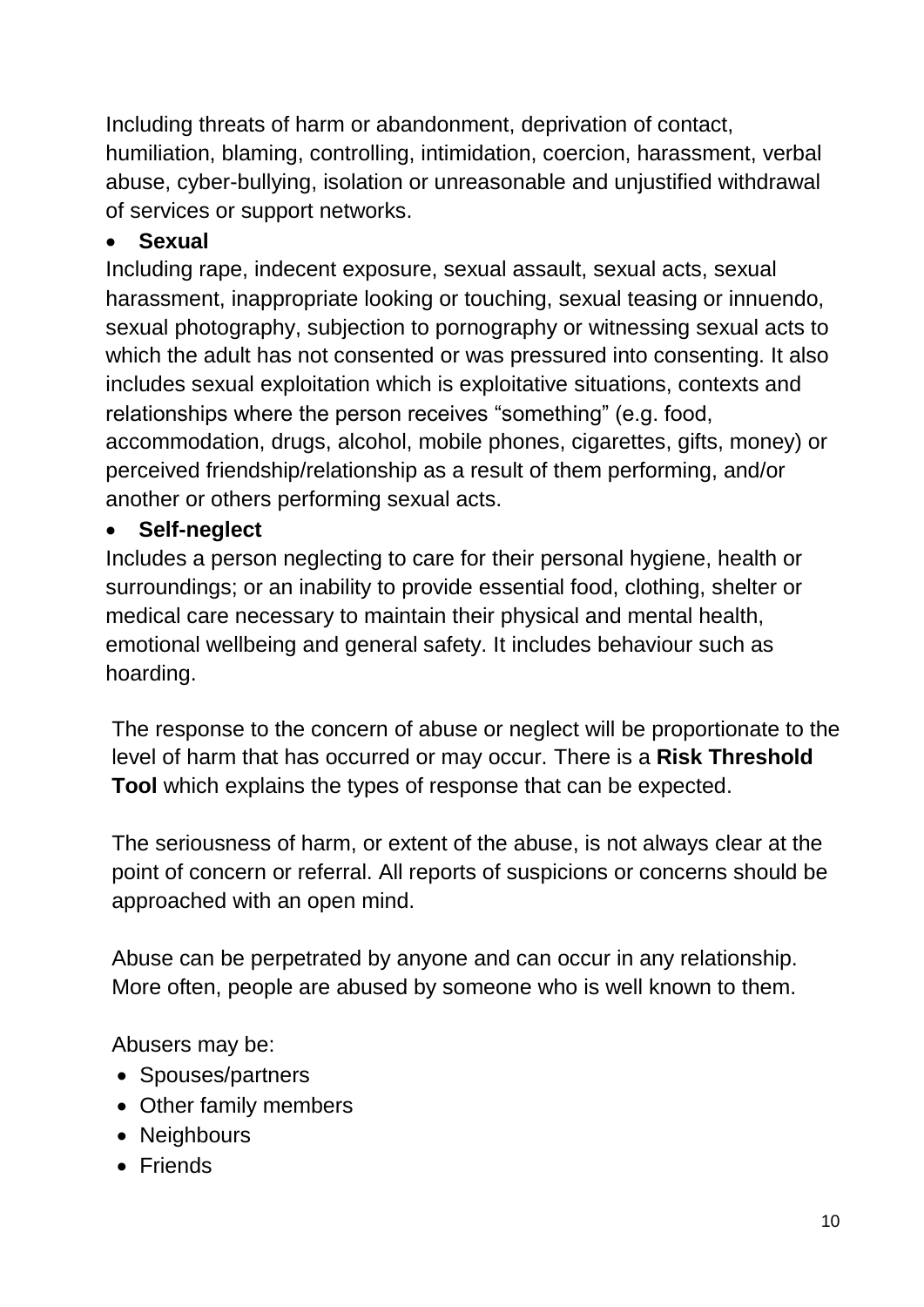Including threats of harm or abandonment, deprivation of contact, humiliation, blaming, controlling, intimidation, coercion, harassment, verbal abuse, cyber-bullying, isolation or unreasonable and unjustified withdrawal of services or support networks.

- **Sexual**

Including rape, indecent exposure, sexual assault, sexual acts, sexual harassment, inappropriate looking or touching, sexual teasing or innuendo, sexual photography, subjection to pornography or witnessing sexual acts to which the adult has not consented or was pressured into consenting. It also includes sexual exploitation which is exploitative situations, contexts and relationships where the person receives "something" (e.g. food, accommodation, drugs, alcohol, mobile phones, cigarettes, gifts, money) or perceived friendship/relationship as a result of them performing, and/or another or others performing sexual acts.

- **Self-neglect**

Includes a person neglecting to care for their personal hygiene, health or surroundings; or an inability to provide essential food, clothing, shelter or medical care necessary to maintain their physical and mental health, emotional wellbeing and general safety. It includes behaviour such as hoarding.

The response to the concern of abuse or neglect will be proportionate to the level of harm that has occurred or may occur. There is a **Risk Threshold Tool** which explains the types of response that can be expected.

The seriousness of harm, or extent of the abuse, is not always clear at the point of concern or referral. All reports of suspicions or concerns should be approached with an open mind.

Abuse can be perpetrated by anyone and can occur in any relationship. More often, people are abused by someone who is well known to them.

Abusers may be:

- Spouses/partners
- Other family members
- Neighbours
- Friends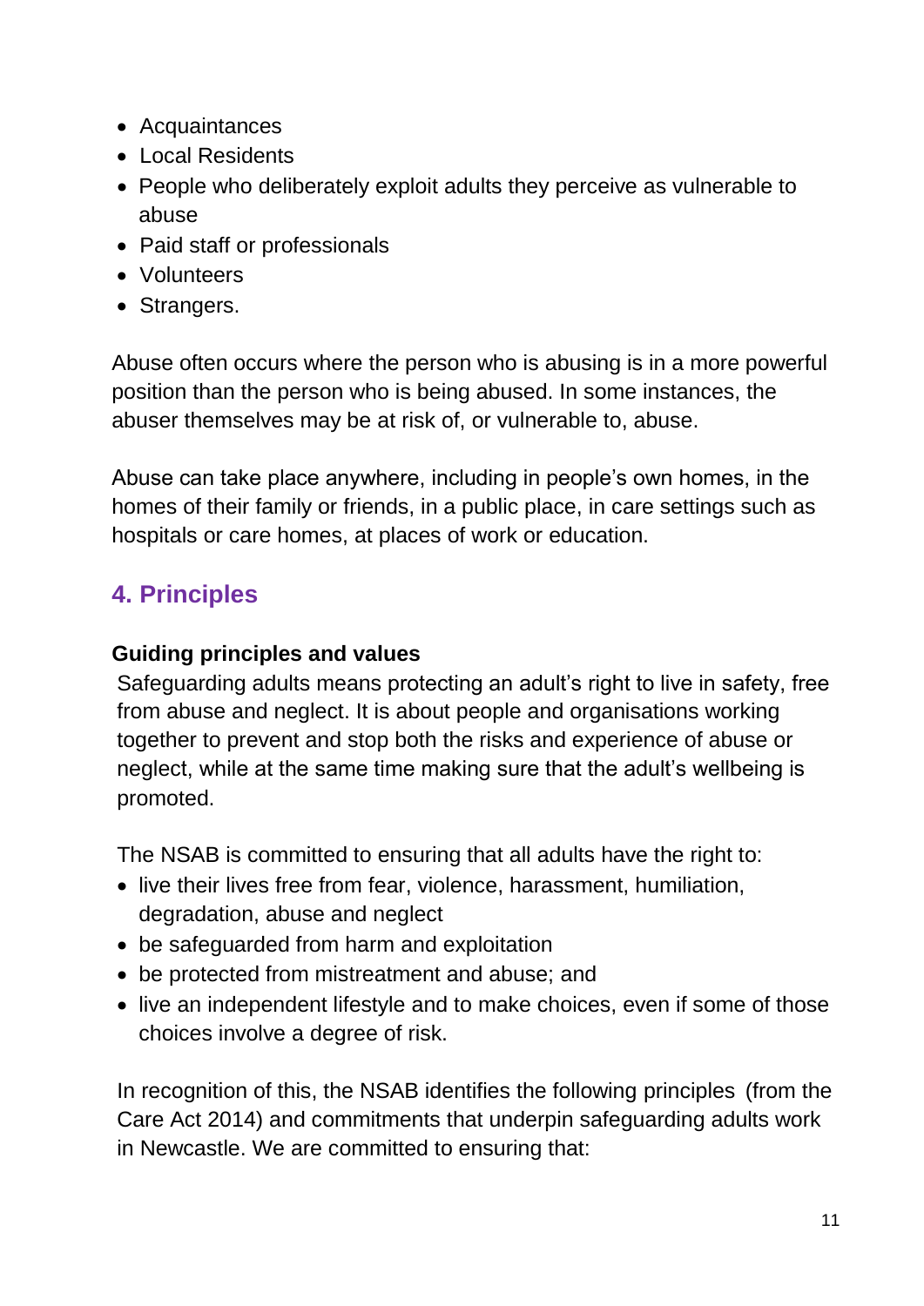- Acquaintances
- Local Residents
- People who deliberately exploit adults they perceive as vulnerable to abuse
- Paid staff or professionals
- Volunteers
- Strangers.

Abuse often occurs where the person who is abusing is in a more powerful position than the person who is being abused. In some instances, the abuser themselves may be at risk of, or vulnerable to, abuse.

Abuse can take place anywhere, including in people's own homes, in the homes of their family or friends, in a public place, in care settings such as hospitals or care homes, at places of work or education.

## 4. Principles

**Guiding principles and values**

Safeguarding adults means protecting an adult's right to live in safety, free from abuse and neglect. It is about people and organisations working together to prevent and stop both the risks and experience of abuse or neglect, while at the same time making sure that the adult's wellbeing is promoted.

The NSAB is committed to ensuring that all adults have the right to:

- live their lives free from fear, violence, harassment, humiliation, degradation, abuse and neglect
- be safeguarded from harm and exploitation
- be protected from mistreatment and abuse; and
- live an independent lifestyle and to make choices, even if some of those choices involve a degree of risk.

In recognition of this, the NSAB identifies the following principles (from the Care Act 2014) and commitments that underpin safeguarding adults work in Newcastle. We are committed to ensuring that: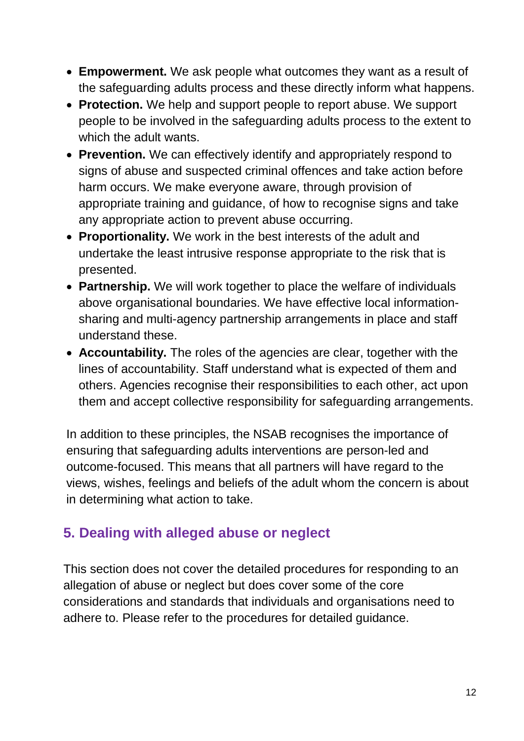- **Empowerment.** We ask people what outcomes they want as a result of the safeguarding adults process and these directly inform what happens.
- **Protection.** We help and support people to report abuse. We support people to be involved in the safeguarding adults process to the extent to which the adult wants.
- **Prevention.** We can effectively identify and appropriately respond to signs of abuse and suspected criminal offences and take action before harm occurs. We make everyone aware, through provision of appropriate training and guidance, of how to recognise signs and take any appropriate action to prevent abuse occurring.
- **Proportionality.** We work in the best interests of the adult and undertake the least intrusive response appropriate to the risk that is presented.
- **Partnership.** We will work together to place the welfare of individuals above organisational boundaries. We have effective local information-sharing and multi-agency partnership arrangements in place and staff understand these.
- **Accountability.** The roles of the agencies are clear, together with the lines of accountability. Staff understand what is expected of them and others. Agencies recognise their responsibilities to each other, act upon them and accept collective responsibility for safeguarding arrangements.

In addition to these principles, the NSAB recognises the importance of ensuring that safeguarding adults interventions are person-led and outcome-focused. This means that all partners will have regard to the views, wishes, feelings and beliefs of the adult whom the concern is about in determining what action to take.

## 5. Dealing with alleged abuse or neglect

This section does not cover the detailed procedures for responding to an allegation of abuse or neglect but does cover some of the core considerations and standards that individuals and organisations need to adhere to. Please refer to the procedures for detailed guidance.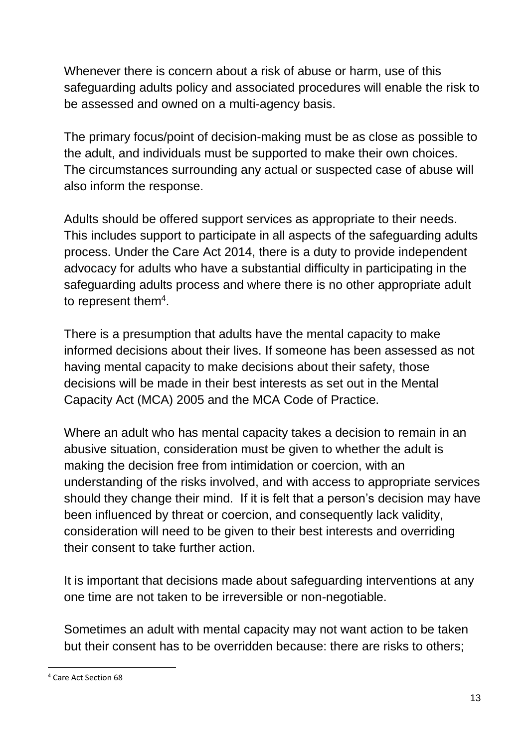Whenever there is concern about a risk of abuse or harm, use of this safeguarding adults policy and associated procedures will enable the risk to be assessed and owned on a multi-agency basis.

The primary focus/point of decision-making must be as close as possible to the adult, and individuals must be supported to make their own choices. The circumstances surrounding any actual or suspected case of abuse will also inform the response.

Adults should be offered support services as appropriate to their needs. This includes support to participate in all aspects of the safeguarding adults process. Under the Care Act 2014, there is a duty to provide independent advocacy for adults who have a substantial difficulty in participating in the safeguarding adults process and where there is no other appropriate adult to represent them[4].

There is a presumption that adults have the mental capacity to make informed decisions about their lives. If someone has been assessed as not having mental capacity to make decisions about their safety, those decisions will be made in their best interests as set out in the Mental Capacity Act (MCA) 2005 and the MCA Code of Practice.

Where an adult who has mental capacity takes a decision to remain in an abusive situation, consideration must be given to whether the adult is making the decision free from intimidation or coercion, with an understanding of the risks involved, and with access to appropriate services should they change their mind. If it is felt that a person's decision may have been influenced by threat or coercion, and consequently lack validity, consideration will need to be given to their best interests and overriding their consent to take further action.

It is important that decisions made about safeguarding interventions at any one time are not taken to be irreversible or non-negotiable.

Sometimes an adult with mental capacity may not want action to be taken but their consent has to be overridden because: there are risks to others;

---

[4] Care Act Section 68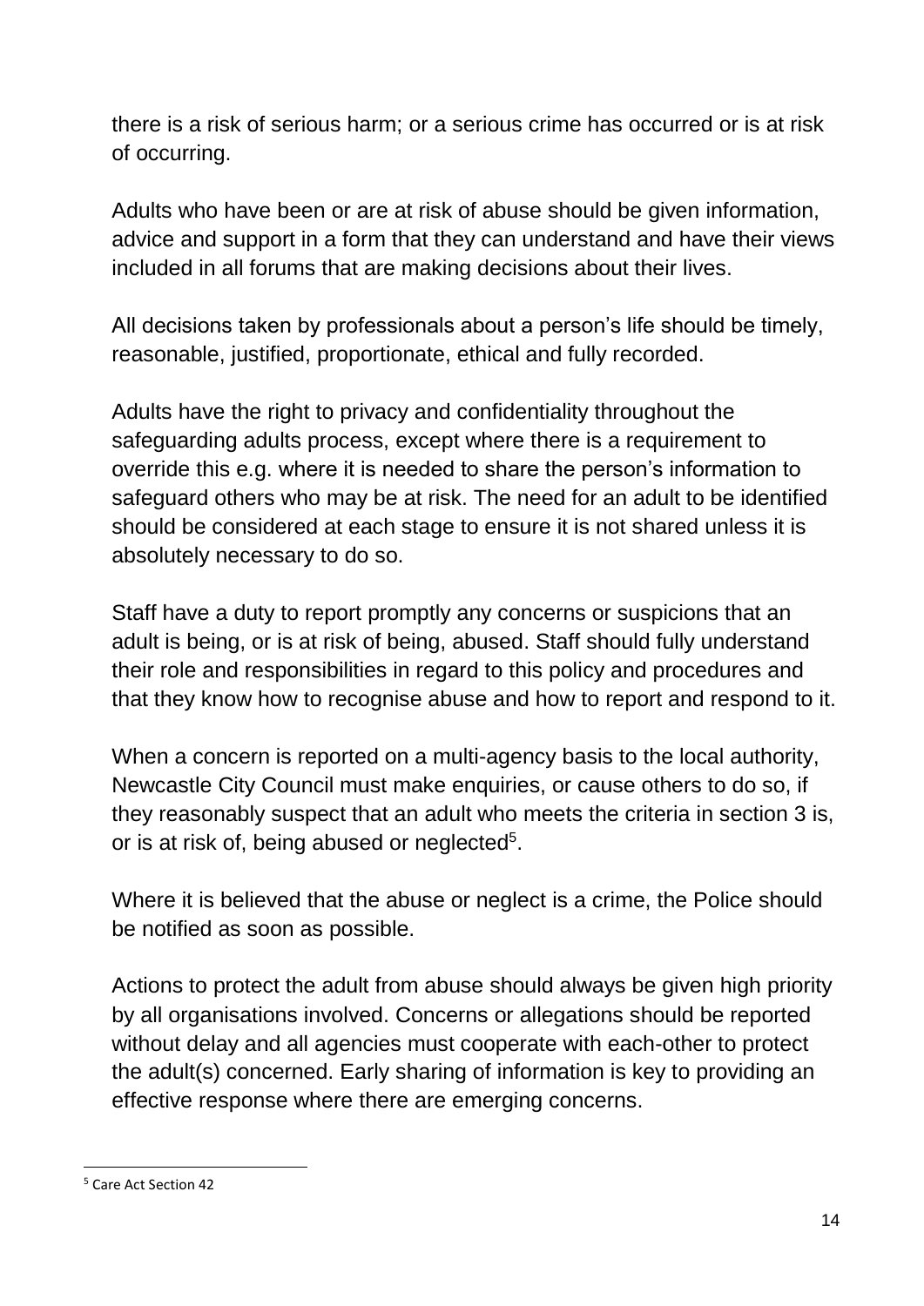there is a risk of serious harm; or a serious crime has occurred or is at risk of occurring.

Adults who have been or are at risk of abuse should be given information, advice and support in a form that they can understand and have their views included in all forums that are making decisions about their lives.

All decisions taken by professionals about a person's life should be timely, reasonable, justified, proportionate, ethical and fully recorded.

Adults have the right to privacy and confidentiality throughout the safeguarding adults process, except where there is a requirement to override this e.g. where it is needed to share the person's information to safeguard others who may be at risk. The need for an adult to be identified should be considered at each stage to ensure it is not shared unless it is absolutely necessary to do so.

Staff have a duty to report promptly any concerns or suspicions that an adult is being, or is at risk of being, abused. Staff should fully understand their role and responsibilities in regard to this policy and procedures and that they know how to recognise abuse and how to report and respond to it.

When a concern is reported on a multi-agency basis to the local authority, Newcastle City Council must make enquiries, or cause others to do so, if they reasonably suspect that an adult who meets the criteria in section 3 is, or is at risk of, being abused or neglected[5].

Where it is believed that the abuse or neglect is a crime, the Police should be notified as soon as possible.

Actions to protect the adult from abuse should always be given high priority by all organisations involved. Concerns or allegations should be reported without delay and all agencies must cooperate with each-other to protect the adult(s) concerned. Early sharing of information is key to providing an effective response where there are emerging concerns.

[5] Care Act Section 42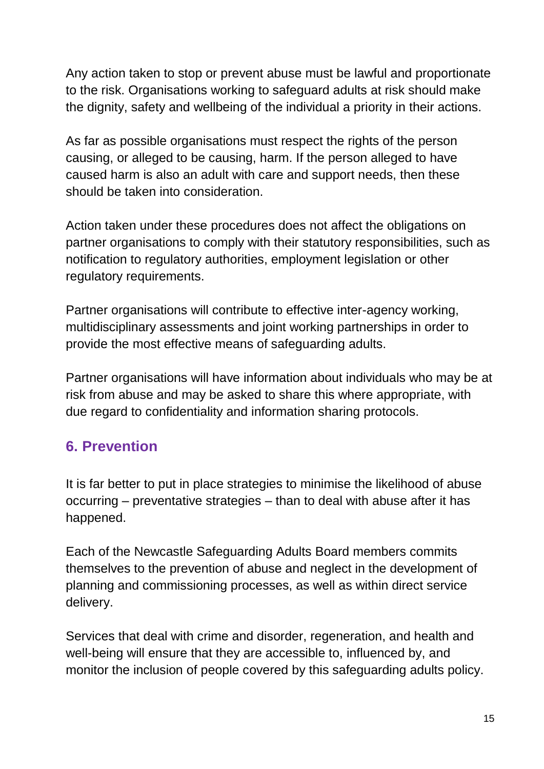Any action taken to stop or prevent abuse must be lawful and proportionate to the risk. Organisations working to safeguard adults at risk should make the dignity, safety and wellbeing of the individual a priority in their actions.

As far as possible organisations must respect the rights of the person causing, or alleged to be causing, harm. If the person alleged to have caused harm is also an adult with care and support needs, then these should be taken into consideration.

Action taken under these procedures does not affect the obligations on partner organisations to comply with their statutory responsibilities, such as notification to regulatory authorities, employment legislation or other regulatory requirements.

Partner organisations will contribute to effective inter-agency working, multidisciplinary assessments and joint working partnerships in order to provide the most effective means of safeguarding adults.

Partner organisations will have information about individuals who may be at risk from abuse and may be asked to share this where appropriate, with due regard to confidentiality and information sharing protocols.

## 6. Prevention

It is far better to put in place strategies to minimise the likelihood of abuse occurring – preventative strategies – than to deal with abuse after it has happened.

Each of the Newcastle Safeguarding Adults Board members commits themselves to the prevention of abuse and neglect in the development of planning and commissioning processes, as well as within direct service delivery.

Services that deal with crime and disorder, regeneration, and health and well-being will ensure that they are accessible to, influenced by, and monitor the inclusion of people covered by this safeguarding adults policy.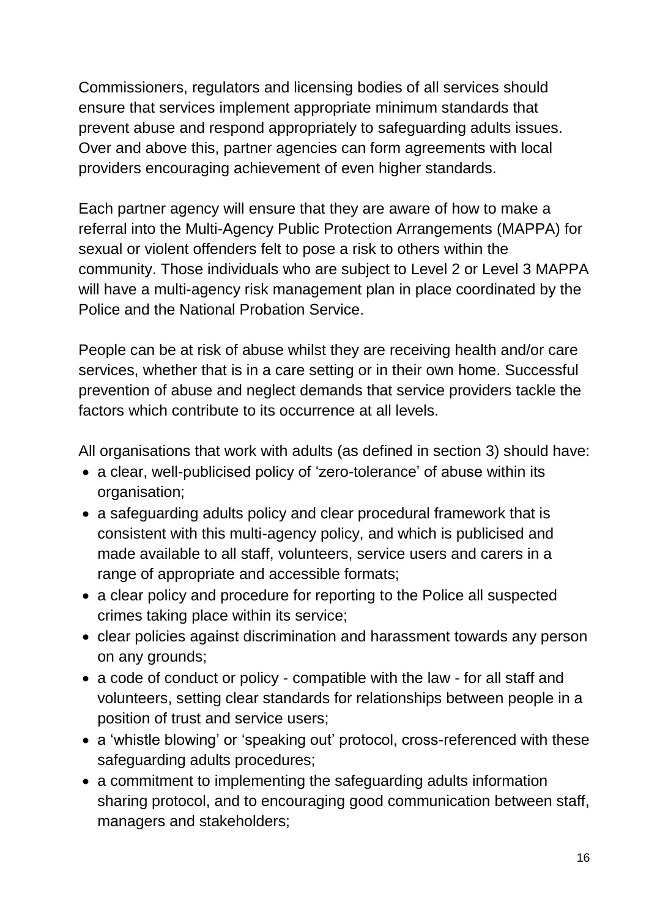Commissioners, regulators and licensing bodies of all services should ensure that services implement appropriate minimum standards that prevent abuse and respond appropriately to safeguarding adults issues. Over and above this, partner agencies can form agreements with local providers encouraging achievement of even higher standards.

Each partner agency will ensure that they are aware of how to make a referral into the Multi-Agency Public Protection Arrangements (MAPPA) for sexual or violent offenders felt to pose a risk to others within the community. Those individuals who are subject to Level 2 or Level 3 MAPPA will have a multi-agency risk management plan in place coordinated by the Police and the National Probation Service.

People can be at risk of abuse whilst they are receiving health and/or care services, whether that is in a care setting or in their own home. Successful prevention of abuse and neglect demands that service providers tackle the factors which contribute to its occurrence at all levels.

All organisations that work with adults (as defined in section 3) should have:

- a clear, well-publicised policy of 'zero-tolerance' of abuse within its organisation;
- a safeguarding adults policy and clear procedural framework that is consistent with this multi-agency policy, and which is publicised and made available to all staff, volunteers, service users and carers in a range of appropriate and accessible formats;
- a clear policy and procedure for reporting to the Police all suspected crimes taking place within its service;
- clear policies against discrimination and harassment towards any person on any grounds;
- a code of conduct or policy - compatible with the law - for all staff and volunteers, setting clear standards for relationships between people in a position of trust and service users;
- a 'whistle blowing' or 'speaking out' protocol, cross-referenced with these safeguarding adults procedures;
- a commitment to implementing the safeguarding adults information sharing protocol, and to encouraging good communication between staff, managers and stakeholders;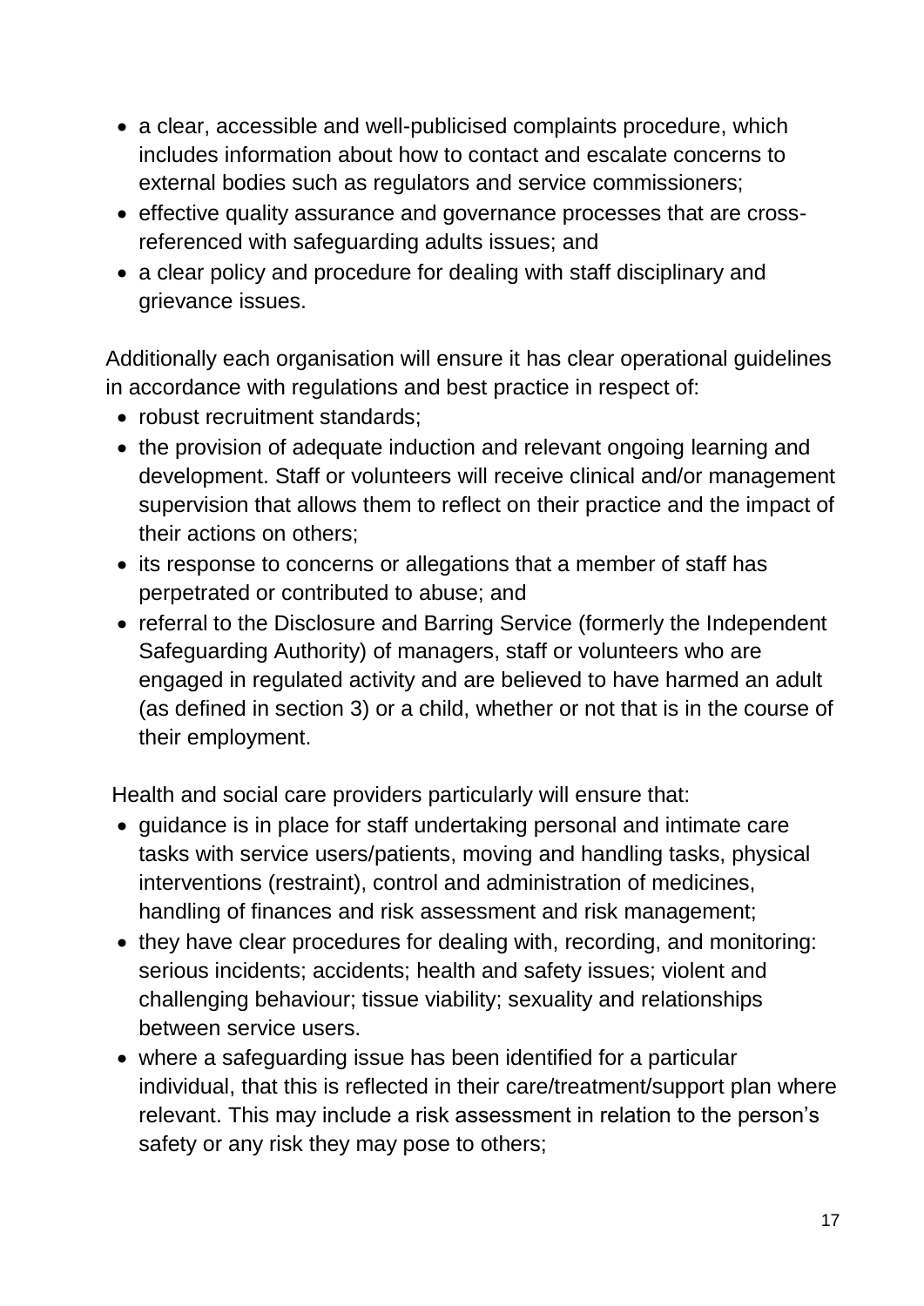- a clear, accessible and well-publicised complaints procedure, which includes information about how to contact and escalate concerns to external bodies such as regulators and service commissioners;
- effective quality assurance and governance processes that are cross-referenced with safeguarding adults issues; and
- a clear policy and procedure for dealing with staff disciplinary and grievance issues.

Additionally each organisation will ensure it has clear operational guidelines in accordance with regulations and best practice in respect of:

- robust recruitment standards;
- the provision of adequate induction and relevant ongoing learning and development. Staff or volunteers will receive clinical and/or management supervision that allows them to reflect on their practice and the impact of their actions on others;
- its response to concerns or allegations that a member of staff has perpetrated or contributed to abuse; and
- referral to the Disclosure and Barring Service (formerly the Independent Safeguarding Authority) of managers, staff or volunteers who are engaged in regulated activity and are believed to have harmed an adult (as defined in section 3) or a child, whether or not that is in the course of their employment.

Health and social care providers particularly will ensure that:

- guidance is in place for staff undertaking personal and intimate care tasks with service users/patients, moving and handling tasks, physical interventions (restraint), control and administration of medicines, handling of finances and risk assessment and risk management;
- they have clear procedures for dealing with, recording, and monitoring: serious incidents; accidents; health and safety issues; violent and challenging behaviour; tissue viability; sexuality and relationships between service users.
- where a safeguarding issue has been identified for a particular individual, that this is reflected in their care/treatment/support plan where relevant. This may include a risk assessment in relation to the person's safety or any risk they may pose to others;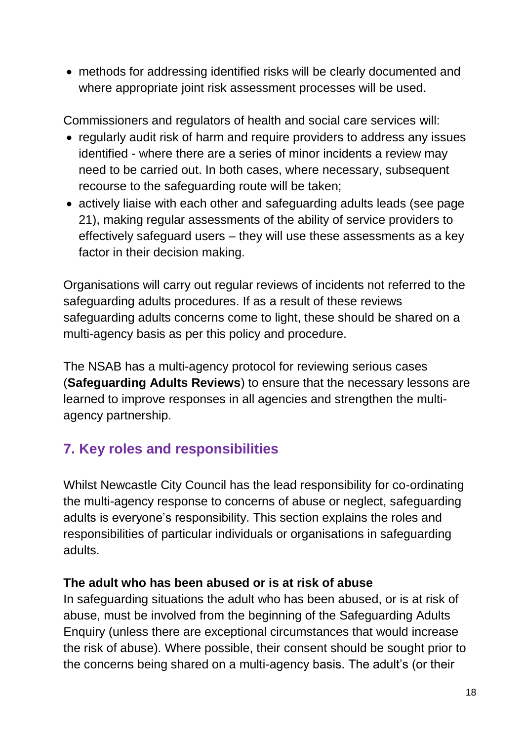- methods for addressing identified risks will be clearly documented and where appropriate joint risk assessment processes will be used.

Commissioners and regulators of health and social care services will:

- regularly audit risk of harm and require providers to address any issues identified - where there are a series of minor incidents a review may need to be carried out. In both cases, where necessary, subsequent recourse to the safeguarding route will be taken;
- actively liaise with each other and safeguarding adults leads (see page 21), making regular assessments of the ability of service providers to effectively safeguard users – they will use these assessments as a key factor in their decision making.

Organisations will carry out regular reviews of incidents not referred to the safeguarding adults procedures. If as a result of these reviews safeguarding adults concerns come to light, these should be shared on a multi-agency basis as per this policy and procedure.

The NSAB has a multi-agency protocol for reviewing serious cases (**Safeguarding Adults Reviews**) to ensure that the necessary lessons are learned to improve responses in all agencies and strengthen the multi-agency partnership.

## 7. Key roles and responsibilities

Whilst Newcastle City Council has the lead responsibility for co-ordinating the multi-agency response to concerns of abuse or neglect, safeguarding adults is everyone's responsibility. This section explains the roles and responsibilities of particular individuals or organisations in safeguarding adults.

**The adult who has been abused or is at risk of abuse**

In safeguarding situations the adult who has been abused, or is at risk of abuse, must be involved from the beginning of the Safeguarding Adults Enquiry (unless there are exceptional circumstances that would increase the risk of abuse). Where possible, their consent should be sought prior to the concerns being shared on a multi-agency basis. The adult's (or their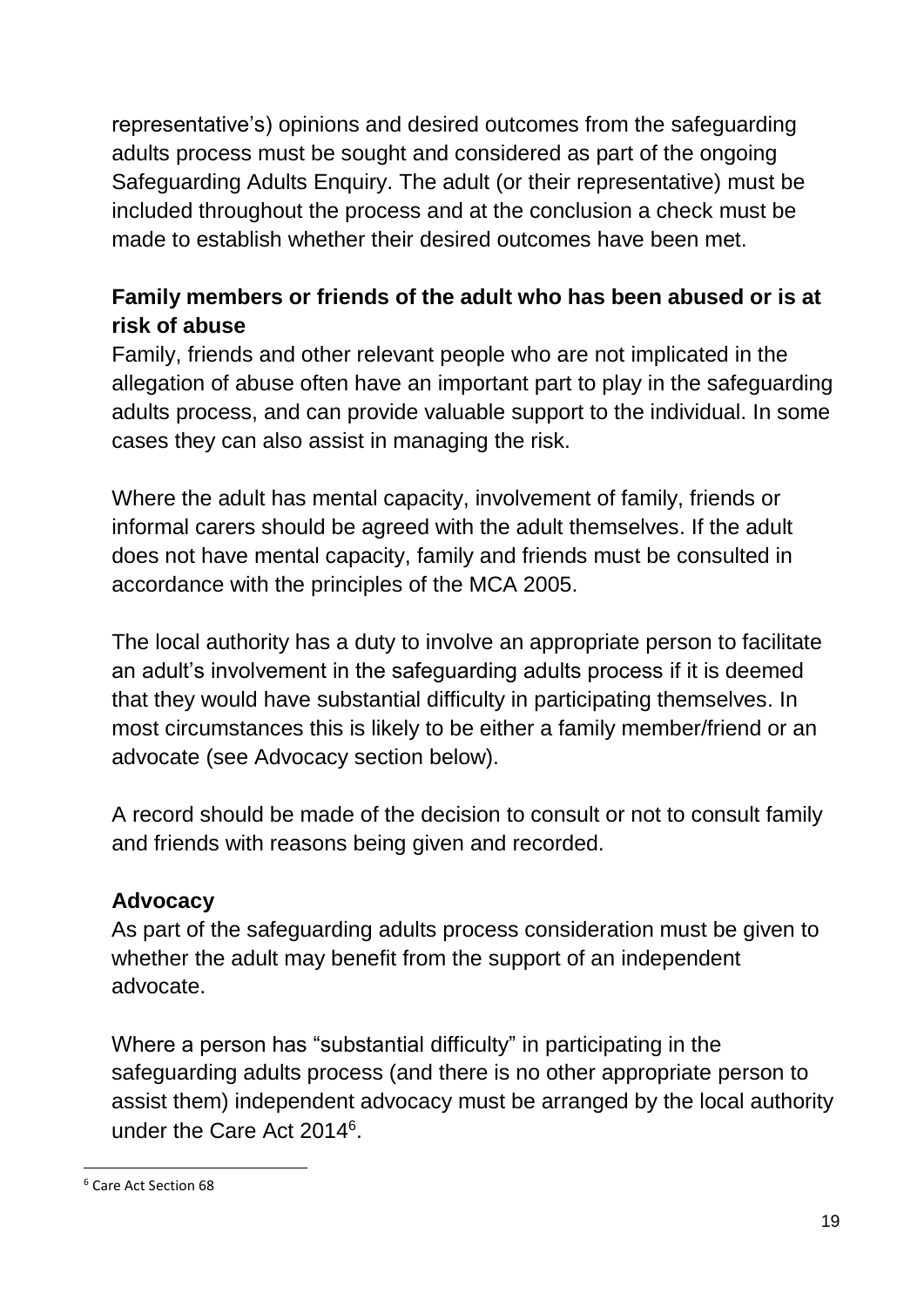representative's) opinions and desired outcomes from the safeguarding adults process must be sought and considered as part of the ongoing Safeguarding Adults Enquiry. The adult (or their representative) must be included throughout the process and at the conclusion a check must be made to establish whether their desired outcomes have been met.

**Family members or friends of the adult who has been abused or is at risk of abuse**

Family, friends and other relevant people who are not implicated in the allegation of abuse often have an important part to play in the safeguarding adults process, and can provide valuable support to the individual. In some cases they can also assist in managing the risk.

Where the adult has mental capacity, involvement of family, friends or informal carers should be agreed with the adult themselves. If the adult does not have mental capacity, family and friends must be consulted in accordance with the principles of the MCA 2005.

The local authority has a duty to involve an appropriate person to facilitate an adult's involvement in the safeguarding adults process if it is deemed that they would have substantial difficulty in participating themselves. In most circumstances this is likely to be either a family member/friend or an advocate (see Advocacy section below).

A record should be made of the decision to consult or not to consult family and friends with reasons being given and recorded.

**Advocacy**

As part of the safeguarding adults process consideration must be given to whether the adult may benefit from the support of an independent advocate.

Where a person has "substantial difficulty" in participating in the safeguarding adults process (and there is no other appropriate person to assist them) independent advocacy must be arranged by the local authority under the Care Act 2014[6].

[6] Care Act Section 68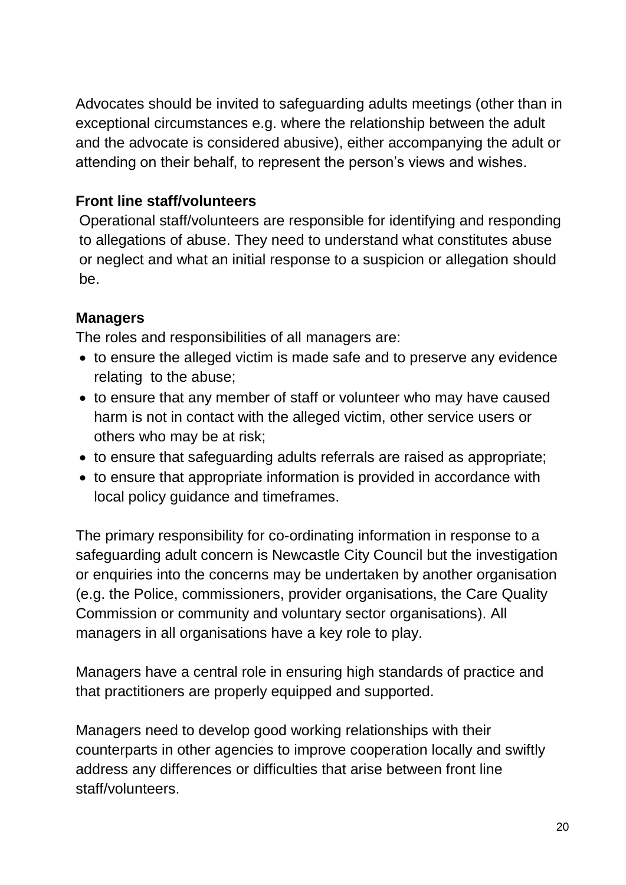Advocates should be invited to safeguarding adults meetings (other than in exceptional circumstances e.g. where the relationship between the adult and the advocate is considered abusive), either accompanying the adult or attending on their behalf, to represent the person's views and wishes.

**Front line staff/volunteers**

Operational staff/volunteers are responsible for identifying and responding to allegations of abuse. They need to understand what constitutes abuse or neglect and what an initial response to a suspicion or allegation should be.

**Managers**

The roles and responsibilities of all managers are:

- to ensure the alleged victim is made safe and to preserve any evidence relating to the abuse;
- to ensure that any member of staff or volunteer who may have caused harm is not in contact with the alleged victim, other service users or others who may be at risk;
- to ensure that safeguarding adults referrals are raised as appropriate;
- to ensure that appropriate information is provided in accordance with local policy guidance and timeframes.

The primary responsibility for co-ordinating information in response to a safeguarding adult concern is Newcastle City Council but the investigation or enquiries into the concerns may be undertaken by another organisation (e.g. the Police, commissioners, provider organisations, the Care Quality Commission or community and voluntary sector organisations). All managers in all organisations have a key role to play.

Managers have a central role in ensuring high standards of practice and that practitioners are properly equipped and supported.

Managers need to develop good working relationships with their counterparts in other agencies to improve cooperation locally and swiftly address any differences or difficulties that arise between front line staff/volunteers.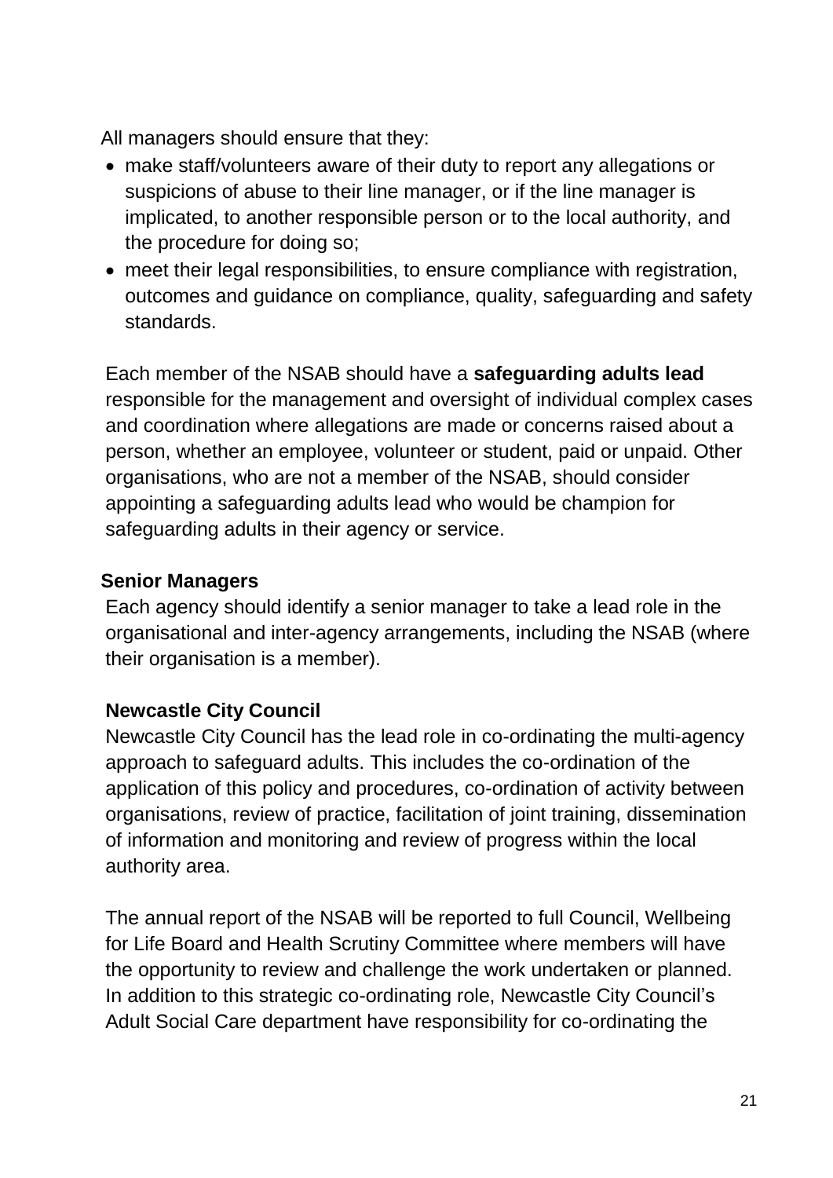All managers should ensure that they:

- make staff/volunteers aware of their duty to report any allegations or suspicions of abuse to their line manager, or if the line manager is implicated, to another responsible person or to the local authority, and the procedure for doing so;
- meet their legal responsibilities, to ensure compliance with registration, outcomes and guidance on compliance, quality, safeguarding and safety standards.

Each member of the NSAB should have a **safeguarding adults lead** responsible for the management and oversight of individual complex cases and coordination where allegations are made or concerns raised about a person, whether an employee, volunteer or student, paid or unpaid. Other organisations, who are not a member of the NSAB, should consider appointing a safeguarding adults lead who would be champion for safeguarding adults in their agency or service.

**Senior Managers**

Each agency should identify a senior manager to take a lead role in the organisational and inter-agency arrangements, including the NSAB (where their organisation is a member).

**Newcastle City Council**

Newcastle City Council has the lead role in co-ordinating the multi-agency approach to safeguard adults. This includes the co-ordination of the application of this policy and procedures, co-ordination of activity between organisations, review of practice, facilitation of joint training, dissemination of information and monitoring and review of progress within the local authority area.

The annual report of the NSAB will be reported to full Council, Wellbeing for Life Board and Health Scrutiny Committee where members will have the opportunity to review and challenge the work undertaken or planned. In addition to this strategic co-ordinating role, Newcastle City Council's Adult Social Care department have responsibility for co-ordinating the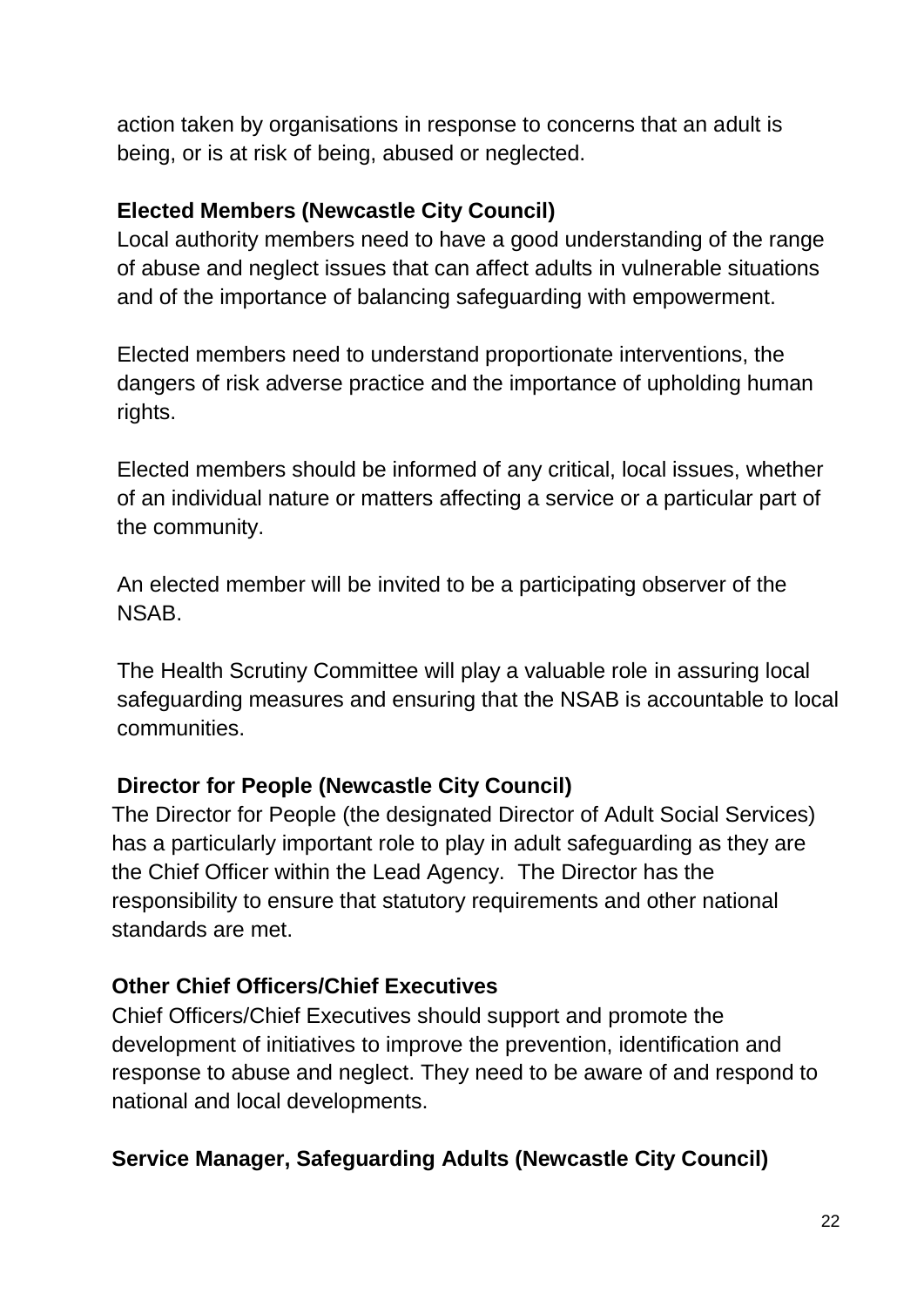action taken by organisations in response to concerns that an adult is being, or is at risk of being, abused or neglected.

**Elected Members (Newcastle City Council)**

Local authority members need to have a good understanding of the range of abuse and neglect issues that can affect adults in vulnerable situations and of the importance of balancing safeguarding with empowerment.

Elected members need to understand proportionate interventions, the dangers of risk adverse practice and the importance of upholding human rights.

Elected members should be informed of any critical, local issues, whether of an individual nature or matters affecting a service or a particular part of the community.

An elected member will be invited to be a participating observer of the NSAB.

The Health Scrutiny Committee will play a valuable role in assuring local safeguarding measures and ensuring that the NSAB is accountable to local communities.

**Director for People (Newcastle City Council)**

The Director for People (the designated Director of Adult Social Services) has a particularly important role to play in adult safeguarding as they are the Chief Officer within the Lead Agency. The Director has the responsibility to ensure that statutory requirements and other national standards are met.

**Other Chief Officers/Chief Executives**

Chief Officers/Chief Executives should support and promote the development of initiatives to improve the prevention, identification and response to abuse and neglect. They need to be aware of and respond to national and local developments.

**Service Manager, Safeguarding Adults (Newcastle City Council)**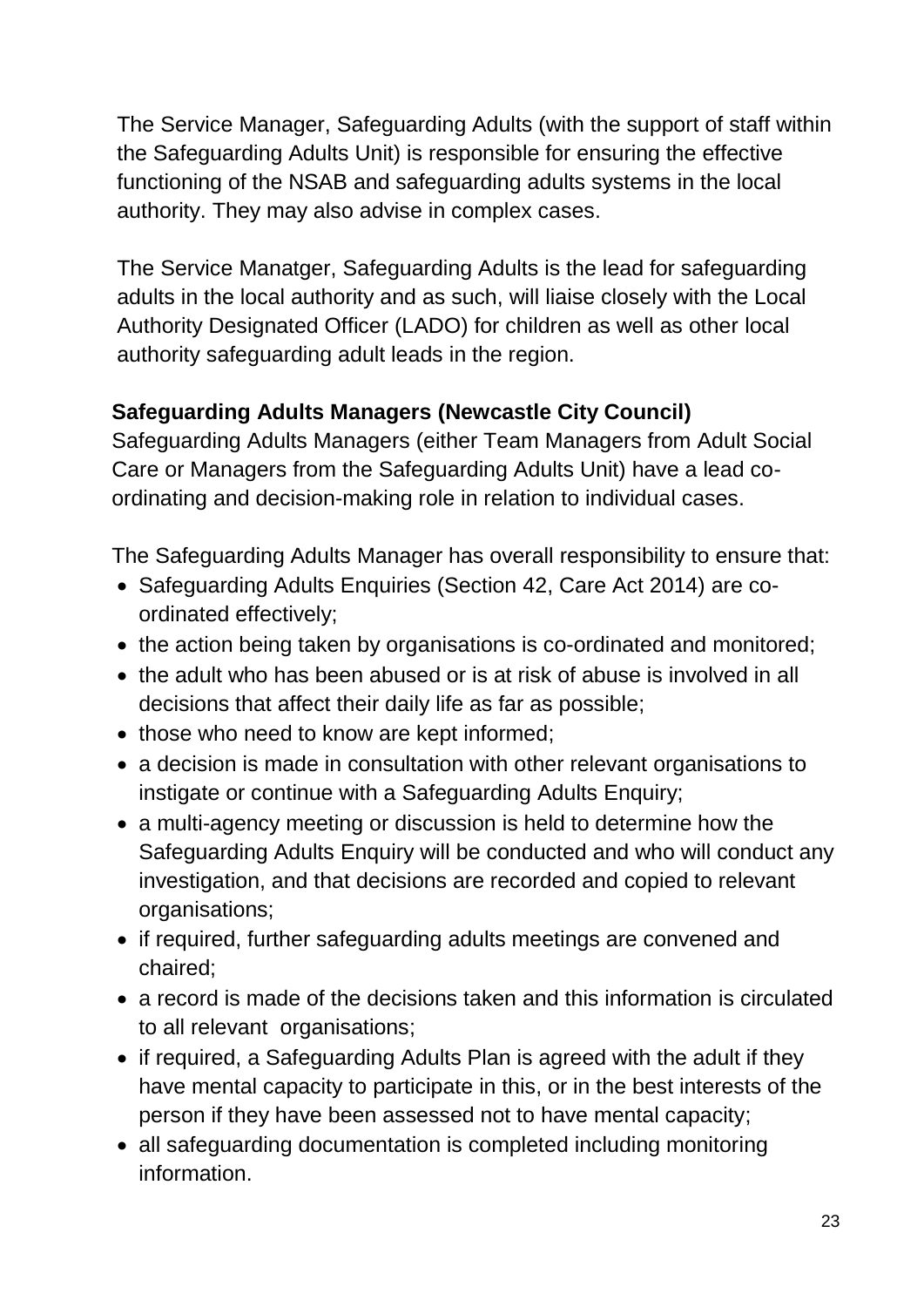The Service Manager, Safeguarding Adults (with the support of staff within the Safeguarding Adults Unit) is responsible for ensuring the effective functioning of the NSAB and safeguarding adults systems in the local authority. They may also advise in complex cases.

The Service Manatger, Safeguarding Adults is the lead for safeguarding adults in the local authority and as such, will liaise closely with the Local Authority Designated Officer (LADO) for children as well as other local authority safeguarding adult leads in the region.

**Safeguarding Adults Managers (Newcastle City Council)**

Safeguarding Adults Managers (either Team Managers from Adult Social Care or Managers from the Safeguarding Adults Unit) have a lead co-ordinating and decision-making role in relation to individual cases.

The Safeguarding Adults Manager has overall responsibility to ensure that:

- Safeguarding Adults Enquiries (Section 42, Care Act 2014) are co-ordinated effectively;
- the action being taken by organisations is co-ordinated and monitored;
- the adult who has been abused or is at risk of abuse is involved in all decisions that affect their daily life as far as possible;
- those who need to know are kept informed;
- a decision is made in consultation with other relevant organisations to instigate or continue with a Safeguarding Adults Enquiry;
- a multi-agency meeting or discussion is held to determine how the Safeguarding Adults Enquiry will be conducted and who will conduct any investigation, and that decisions are recorded and copied to relevant organisations;
- if required, further safeguarding adults meetings are convened and chaired;
- a record is made of the decisions taken and this information is circulated to all relevant organisations;
- if required, a Safeguarding Adults Plan is agreed with the adult if they have mental capacity to participate in this, or in the best interests of the person if they have been assessed not to have mental capacity;
- all safeguarding documentation is completed including monitoring information.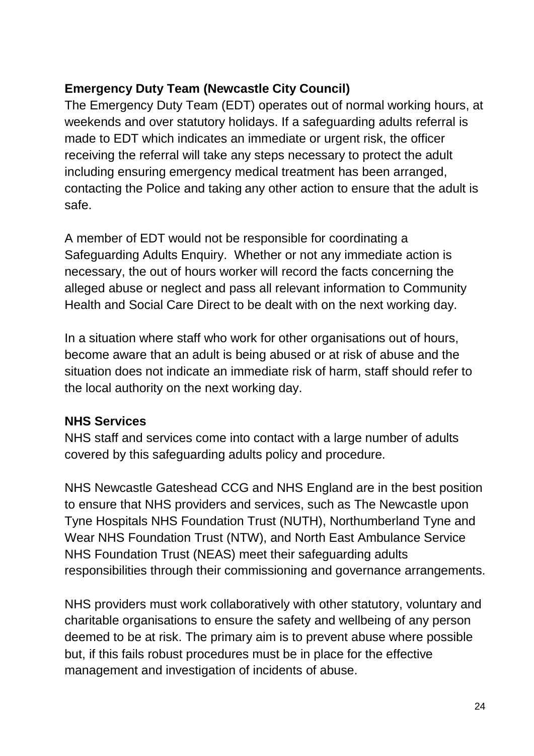**Emergency Duty Team (Newcastle City Council)**

The Emergency Duty Team (EDT) operates out of normal working hours, at weekends and over statutory holidays. If a safeguarding adults referral is made to EDT which indicates an immediate or urgent risk, the officer receiving the referral will take any steps necessary to protect the adult including ensuring emergency medical treatment has been arranged, contacting the Police and taking any other action to ensure that the adult is safe.

A member of EDT would not be responsible for coordinating a Safeguarding Adults Enquiry. Whether or not any immediate action is necessary, the out of hours worker will record the facts concerning the alleged abuse or neglect and pass all relevant information to Community Health and Social Care Direct to be dealt with on the next working day.

In a situation where staff who work for other organisations out of hours, become aware that an adult is being abused or at risk of abuse and the situation does not indicate an immediate risk of harm, staff should refer to the local authority on the next working day.

**NHS Services**

NHS staff and services come into contact with a large number of adults covered by this safeguarding adults policy and procedure.

NHS Newcastle Gateshead CCG and NHS England are in the best position to ensure that NHS providers and services, such as The Newcastle upon Tyne Hospitals NHS Foundation Trust (NUTH), Northumberland Tyne and Wear NHS Foundation Trust (NTW), and North East Ambulance Service NHS Foundation Trust (NEAS) meet their safeguarding adults responsibilities through their commissioning and governance arrangements.

NHS providers must work collaboratively with other statutory, voluntary and charitable organisations to ensure the safety and wellbeing of any person deemed to be at risk. The primary aim is to prevent abuse where possible but, if this fails robust procedures must be in place for the effective management and investigation of incidents of abuse.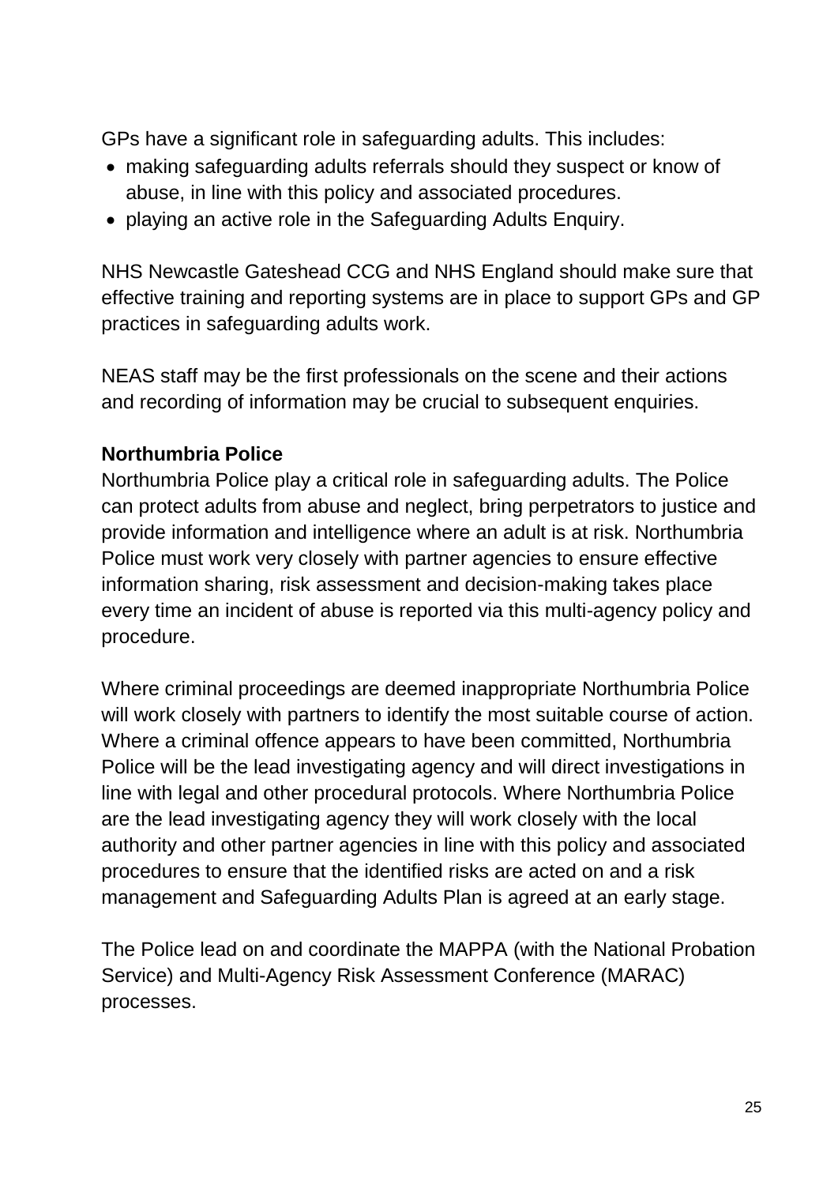GPs have a significant role in safeguarding adults. This includes:

- making safeguarding adults referrals should they suspect or know of abuse, in line with this policy and associated procedures.
- playing an active role in the Safeguarding Adults Enquiry.

NHS Newcastle Gateshead CCG and NHS England should make sure that effective training and reporting systems are in place to support GPs and GP practices in safeguarding adults work.

NEAS staff may be the first professionals on the scene and their actions and recording of information may be crucial to subsequent enquiries.

**Northumbria Police**

Northumbria Police play a critical role in safeguarding adults. The Police can protect adults from abuse and neglect, bring perpetrators to justice and provide information and intelligence where an adult is at risk. Northumbria Police must work very closely with partner agencies to ensure effective information sharing, risk assessment and decision-making takes place every time an incident of abuse is reported via this multi-agency policy and procedure.

Where criminal proceedings are deemed inappropriate Northumbria Police will work closely with partners to identify the most suitable course of action. Where a criminal offence appears to have been committed, Northumbria Police will be the lead investigating agency and will direct investigations in line with legal and other procedural protocols. Where Northumbria Police are the lead investigating agency they will work closely with the local authority and other partner agencies in line with this policy and associated procedures to ensure that the identified risks are acted on and a risk management and Safeguarding Adults Plan is agreed at an early stage.

The Police lead on and coordinate the MAPPA (with the National Probation Service) and Multi-Agency Risk Assessment Conference (MARAC) processes.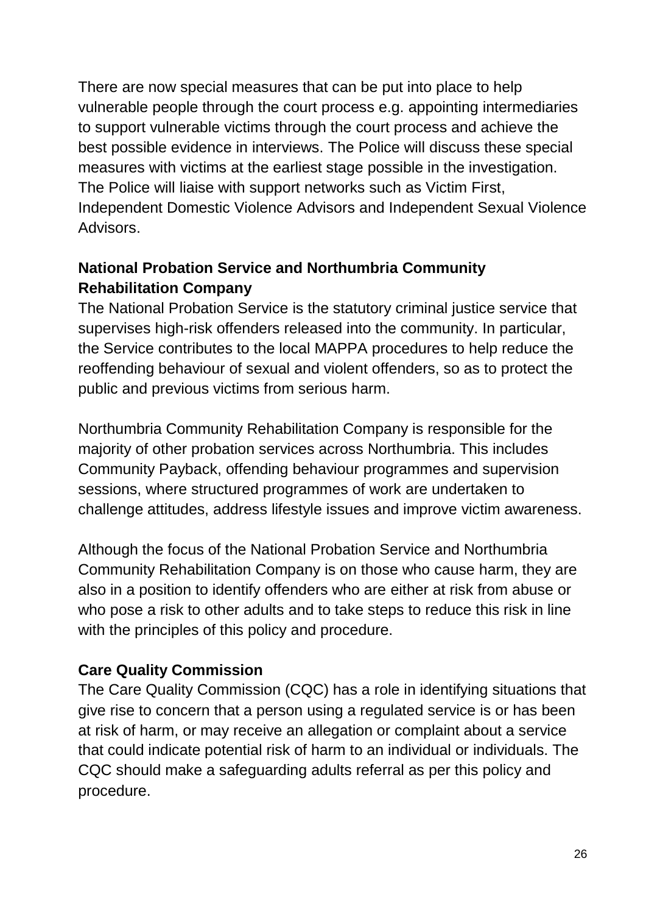There are now special measures that can be put into place to help vulnerable people through the court process e.g. appointing intermediaries to support vulnerable victims through the court process and achieve the best possible evidence in interviews. The Police will discuss these special measures with victims at the earliest stage possible in the investigation. The Police will liaise with support networks such as Victim First, Independent Domestic Violence Advisors and Independent Sexual Violence Advisors.

**National Probation Service and Northumbria Community Rehabilitation Company**

The National Probation Service is the statutory criminal justice service that supervises high-risk offenders released into the community. In particular, the Service contributes to the local MAPPA procedures to help reduce the reoffending behaviour of sexual and violent offenders, so as to protect the public and previous victims from serious harm.

Northumbria Community Rehabilitation Company is responsible for the majority of other probation services across Northumbria. This includes Community Payback, offending behaviour programmes and supervision sessions, where structured programmes of work are undertaken to challenge attitudes, address lifestyle issues and improve victim awareness.

Although the focus of the National Probation Service and Northumbria Community Rehabilitation Company is on those who cause harm, they are also in a position to identify offenders who are either at risk from abuse or who pose a risk to other adults and to take steps to reduce this risk in line with the principles of this policy and procedure.

**Care Quality Commission**

The Care Quality Commission (CQC) has a role in identifying situations that give rise to concern that a person using a regulated service is or has been at risk of harm, or may receive an allegation or complaint about a service that could indicate potential risk of harm to an individual or individuals. The CQC should make a safeguarding adults referral as per this policy and procedure.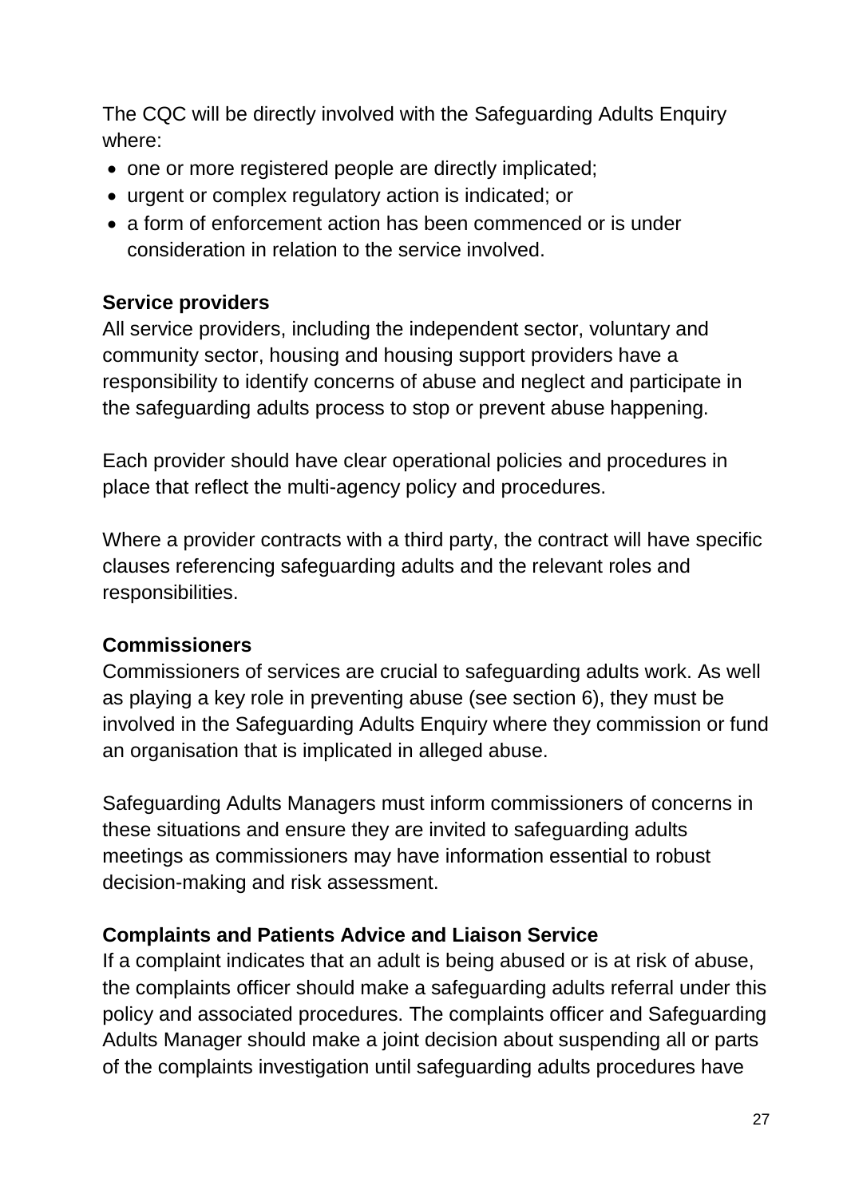The CQC will be directly involved with the Safeguarding Adults Enquiry where:

- one or more registered people are directly implicated;
- urgent or complex regulatory action is indicated; or
- a form of enforcement action has been commenced or is under consideration in relation to the service involved.

**Service providers**

All service providers, including the independent sector, voluntary and community sector, housing and housing support providers have a responsibility to identify concerns of abuse and neglect and participate in the safeguarding adults process to stop or prevent abuse happening.

Each provider should have clear operational policies and procedures in place that reflect the multi-agency policy and procedures.

Where a provider contracts with a third party, the contract will have specific clauses referencing safeguarding adults and the relevant roles and responsibilities.

**Commissioners**

Commissioners of services are crucial to safeguarding adults work. As well as playing a key role in preventing abuse (see section 6), they must be involved in the Safeguarding Adults Enquiry where they commission or fund an organisation that is implicated in alleged abuse.

Safeguarding Adults Managers must inform commissioners of concerns in these situations and ensure they are invited to safeguarding adults meetings as commissioners may have information essential to robust decision-making and risk assessment.

**Complaints and Patients Advice and Liaison Service**

If a complaint indicates that an adult is being abused or is at risk of abuse, the complaints officer should make a safeguarding adults referral under this policy and associated procedures. The complaints officer and Safeguarding Adults Manager should make a joint decision about suspending all or parts of the complaints investigation until safeguarding adults procedures have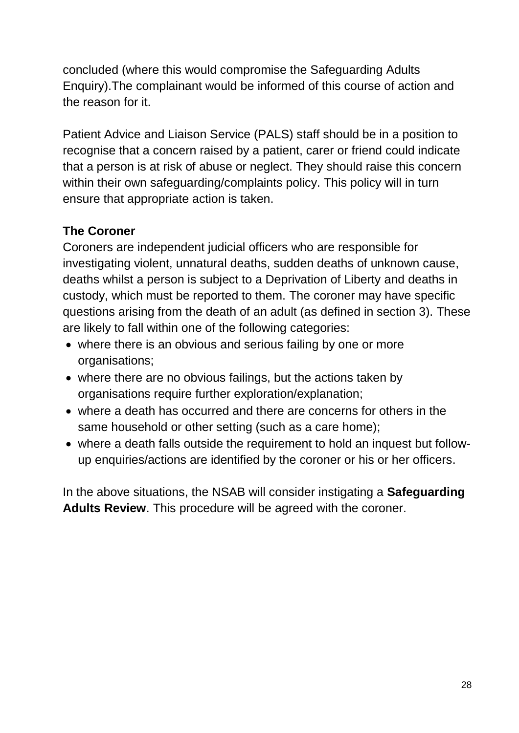concluded (where this would compromise the Safeguarding Adults Enquiry).The complainant would be informed of this course of action and the reason for it.

Patient Advice and Liaison Service (PALS) staff should be in a position to recognise that a concern raised by a patient, carer or friend could indicate that a person is at risk of abuse or neglect. They should raise this concern within their own safeguarding/complaints policy. This policy will in turn ensure that appropriate action is taken.

**The Coroner**

Coroners are independent judicial officers who are responsible for investigating violent, unnatural deaths, sudden deaths of unknown cause, deaths whilst a person is subject to a Deprivation of Liberty and deaths in custody, which must be reported to them. The coroner may have specific questions arising from the death of an adult (as defined in section 3). These are likely to fall within one of the following categories:

- where there is an obvious and serious failing by one or more organisations;
- where there are no obvious failings, but the actions taken by organisations require further exploration/explanation;
- where a death has occurred and there are concerns for others in the same household or other setting (such as a care home);
- where a death falls outside the requirement to hold an inquest but follow-up enquiries/actions are identified by the coroner or his or her officers.

In the above situations, the NSAB will consider instigating a **Safeguarding Adults Review**. This procedure will be agreed with the coroner.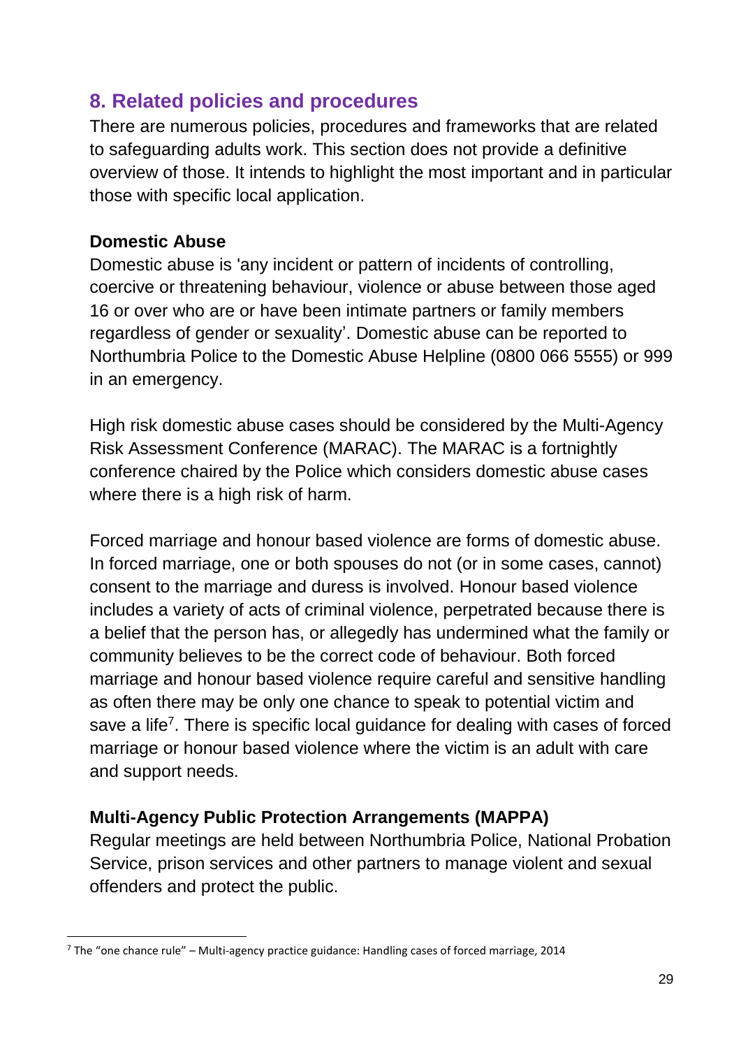## 8. Related policies and procedures

There are numerous policies, procedures and frameworks that are related to safeguarding adults work. This section does not provide a definitive overview of those. It intends to highlight the most important and in particular those with specific local application.

**Domestic Abuse**

Domestic abuse is 'any incident or pattern of incidents of controlling, coercive or threatening behaviour, violence or abuse between those aged 16 or over who are or have been intimate partners or family members regardless of gender or sexuality'. Domestic abuse can be reported to Northumbria Police to the Domestic Abuse Helpline (0800 066 5555) or 999 in an emergency.

High risk domestic abuse cases should be considered by the Multi-Agency Risk Assessment Conference (MARAC). The MARAC is a fortnightly conference chaired by the Police which considers domestic abuse cases where there is a high risk of harm.

Forced marriage and honour based violence are forms of domestic abuse. In forced marriage, one or both spouses do not (or in some cases, cannot) consent to the marriage and duress is involved. Honour based violence includes a variety of acts of criminal violence, perpetrated because there is a belief that the person has, or allegedly has undermined what the family or community believes to be the correct code of behaviour. Both forced marriage and honour based violence require careful and sensitive handling as often there may be only one chance to speak to potential victim and save a life[7]. There is specific local guidance for dealing with cases of forced marriage or honour based violence where the victim is an adult with care and support needs.

**Multi-Agency Public Protection Arrangements (MAPPA)**

Regular meetings are held between Northumbria Police, National Probation Service, prison services and other partners to manage violent and sexual offenders and protect the public.

[7] The "one chance rule" – Multi-agency practice guidance: Handling cases of forced marriage, 2014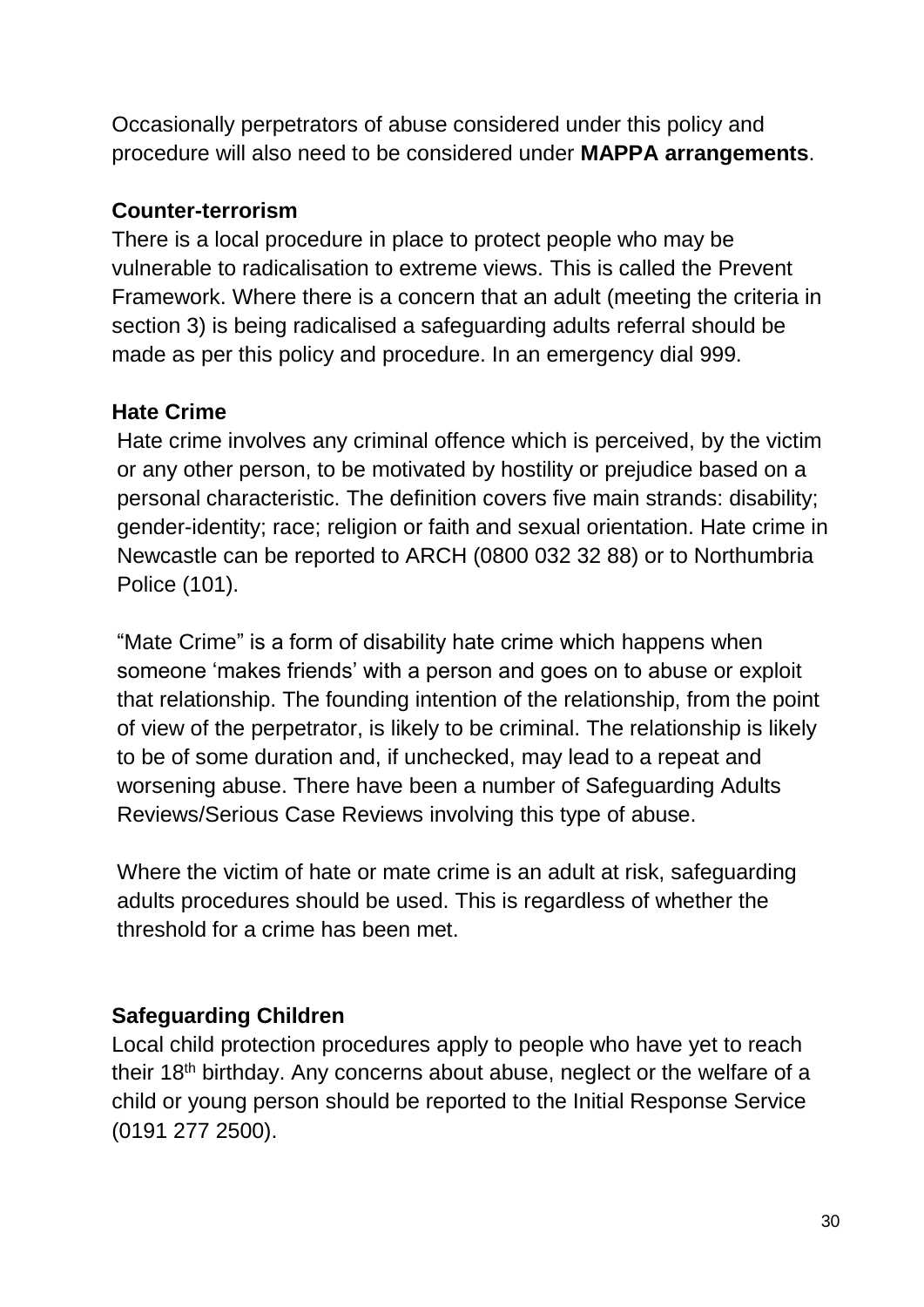Occasionally perpetrators of abuse considered under this policy and procedure will also need to be considered under **MAPPA arrangements**.

**Counter-terrorism**

There is a local procedure in place to protect people who may be vulnerable to radicalisation to extreme views. This is called the Prevent Framework. Where there is a concern that an adult (meeting the criteria in section 3) is being radicalised a safeguarding adults referral should be made as per this policy and procedure. In an emergency dial 999.

**Hate Crime**

Hate crime involves any criminal offence which is perceived, by the victim or any other person, to be motivated by hostility or prejudice based on a personal characteristic. The definition covers five main strands: disability; gender-identity; race; religion or faith and sexual orientation. Hate crime in Newcastle can be reported to ARCH (0800 032 32 88) or to Northumbria Police (101).

"Mate Crime" is a form of disability hate crime which happens when someone 'makes friends' with a person and goes on to abuse or exploit that relationship. The founding intention of the relationship, from the point of view of the perpetrator, is likely to be criminal. The relationship is likely to be of some duration and, if unchecked, may lead to a repeat and worsening abuse. There have been a number of Safeguarding Adults Reviews/Serious Case Reviews involving this type of abuse.

Where the victim of hate or mate crime is an adult at risk, safeguarding adults procedures should be used. This is regardless of whether the threshold for a crime has been met.

**Safeguarding Children**

Local child protection procedures apply to people who have yet to reach their 18th birthday. Any concerns about abuse, neglect or the welfare of a child or young person should be reported to the Initial Response Service (0191 277 2500).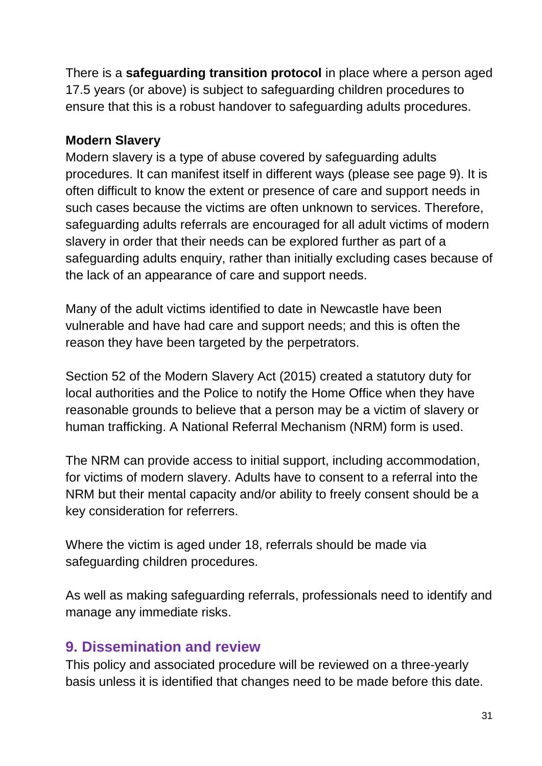There is a **safeguarding transition protocol** in place where a person aged 17.5 years (or above) is subject to safeguarding children procedures to ensure that this is a robust handover to safeguarding adults procedures.

**Modern Slavery**

Modern slavery is a type of abuse covered by safeguarding adults procedures. It can manifest itself in different ways (please see page 9). It is often difficult to know the extent or presence of care and support needs in such cases because the victims are often unknown to services. Therefore, safeguarding adults referrals are encouraged for all adult victims of modern slavery in order that their needs can be explored further as part of a safeguarding adults enquiry, rather than initially excluding cases because of the lack of an appearance of care and support needs.

Many of the adult victims identified to date in Newcastle have been vulnerable and have had care and support needs; and this is often the reason they have been targeted by the perpetrators.

Section 52 of the Modern Slavery Act (2015) created a statutory duty for local authorities and the Police to notify the Home Office when they have reasonable grounds to believe that a person may be a victim of slavery or human trafficking. A National Referral Mechanism (NRM) form is used.

The NRM can provide access to initial support, including accommodation, for victims of modern slavery. Adults have to consent to a referral into the NRM but their mental capacity and/or ability to freely consent should be a key consideration for referrers.

Where the victim is aged under 18, referrals should be made via safeguarding children procedures.

As well as making safeguarding referrals, professionals need to identify and manage any immediate risks.

## 9. Dissemination and review

This policy and associated procedure will be reviewed on a three-yearly basis unless it is identified that changes need to be made before this date.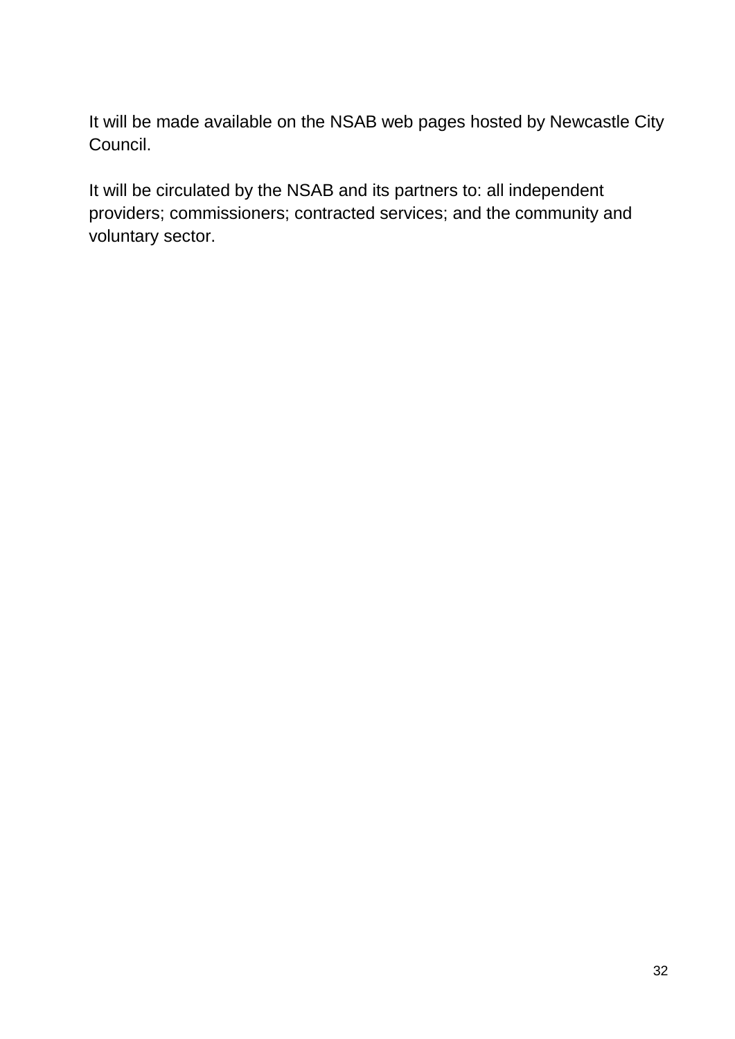It will be made available on the NSAB web pages hosted by Newcastle City Council.

It will be circulated by the NSAB and its partners to: all independent providers; commissioners; contracted services; and the community and voluntary sector.